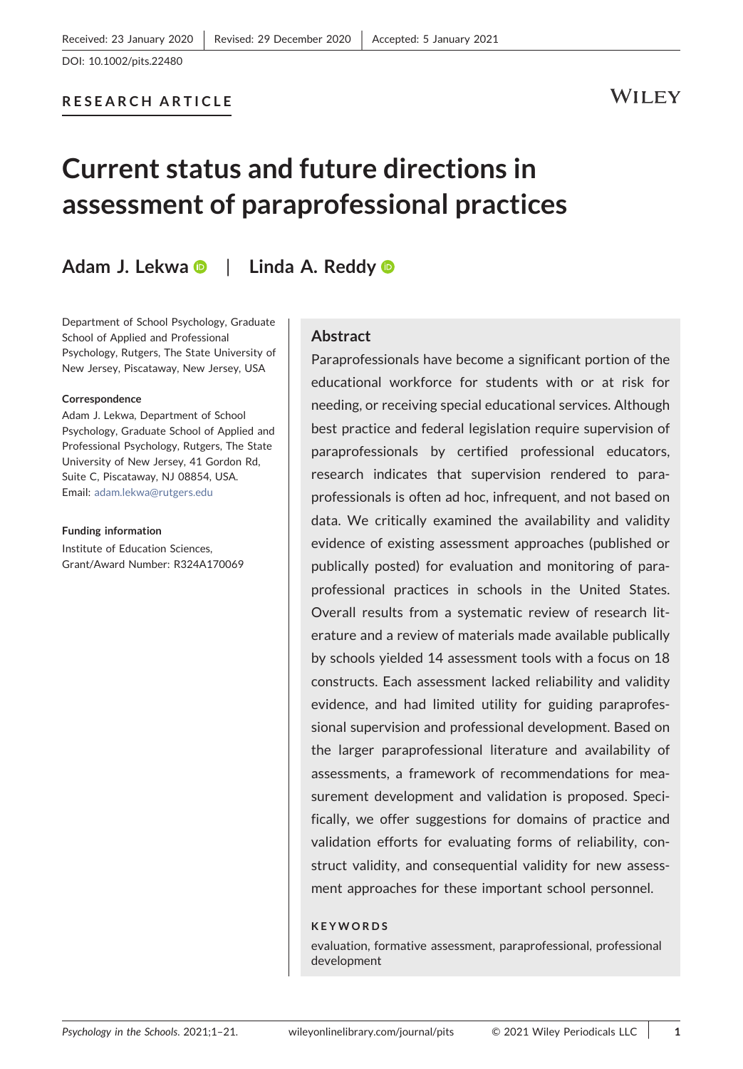Received: 23 January 2020 | Revised: 29 December 2020 | Accepted: 5 January 2021

DOI: 10.1002/pits.22480

**RESEARCH ARTICLE**

# Current status and future directions in assessment of paraprofessional practices

**Adam J. Lekwa** | **Linda A. Reddy**

Department of School Psychology, Graduate School of Applied and Professional Psychology, Rutgers, The State University of New Jersey, Piscataway, New Jersey, USA

**Correspondence**
Adam J. Lekwa, Department of School Psychology, Graduate School of Applied and Professional Psychology, Rutgers, The State University of New Jersey, 41 Gordon Rd, Suite C, Piscataway, NJ 08854, USA.
Email: adam.lekwa@rutgers.edu

**Funding information**
Institute of Education Sciences, Grant/Award Number: R324A170069

## Abstract

Paraprofessionals have become a significant portion of the educational workforce for students with or at risk for needing, or receiving special educational services. Although best practice and federal legislation require supervision of paraprofessionals by certified professional educators, research indicates that supervision rendered to paraprofessionals is often ad hoc, infrequent, and not based on data. We critically examined the availability and validity evidence of existing assessment approaches (published or publically posted) for evaluation and monitoring of paraprofessional practices in schools in the United States. Overall results from a systematic review of research literature and a review of materials made available publically by schools yielded 14 assessment tools with a focus on 18 constructs. Each assessment lacked reliability and validity evidence, and had limited utility for guiding paraprofessional supervision and professional development. Based on the larger paraprofessional literature and availability of assessments, a framework of recommendations for measurement development and validation is proposed. Specifically, we offer suggestions for domains of practice and validation efforts for evaluating forms of reliability, construct validity, and consequential validity for new assessment approaches for these important school personnel.

**KEYWORDS**

evaluation, formative assessment, paraprofessional, professional development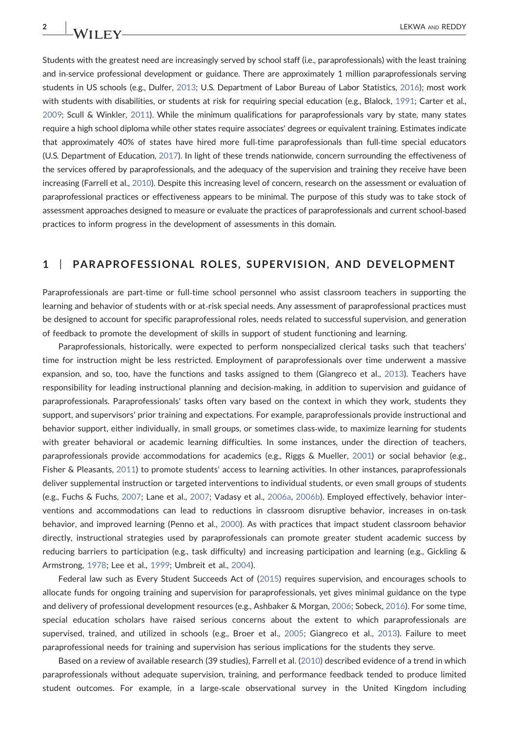Students with the greatest need are increasingly served by school staff (i.e., paraprofessionals) with the least training and in-service professional development or guidance. There are approximately 1 million paraprofessionals serving students in US schools (e.g., Dulfer, 2013; U.S. Department of Labor Bureau of Labor Statistics, 2016); most work with students with disabilities, or students at risk for requiring special education (e.g., Blalock, 1991; Carter et al., 2009; Scull & Winkler, 2011). While the minimum qualifications for paraprofessionals vary by state, many states require a high school diploma while other states require associates' degrees or equivalent training. Estimates indicate that approximately 40% of states have hired more full-time paraprofessionals than full-time special educators (U.S. Department of Education, 2017). In light of these trends nationwide, concern surrounding the effectiveness of the services offered by paraprofessionals, and the adequacy of the supervision and training they receive have been increasing (Farrell et al., 2010). Despite this increasing level of concern, research on the assessment or evaluation of paraprofessional practices or effectiveness appears to be minimal. The purpose of this study was to take stock of assessment approaches designed to measure or evaluate the practices of paraprofessionals and current school-based practices to inform progress in the development of assessments in this domain.

## 1 | PARAPROFESSIONAL ROLES, SUPERVISION, AND DEVELOPMENT

Paraprofessionals are part-time or full-time school personnel who assist classroom teachers in supporting the learning and behavior of students with or at-risk special needs. Any assessment of paraprofessional practices must be designed to account for specific paraprofessional roles, needs related to successful supervision, and generation of feedback to promote the development of skills in support of student functioning and learning.

Paraprofessionals, historically, were expected to perform nonspecialized clerical tasks such that teachers' time for instruction might be less restricted. Employment of paraprofessionals over time underwent a massive expansion, and so, too, have the functions and tasks assigned to them (Giangreco et al., 2013). Teachers have responsibility for leading instructional planning and decision-making, in addition to supervision and guidance of paraprofessionals. Paraprofessionals' tasks often vary based on the context in which they work, students they support, and supervisors' prior training and expectations. For example, paraprofessionals provide instructional and behavior support, either individually, in small groups, or sometimes class-wide, to maximize learning for students with greater behavioral or academic learning difficulties. In some instances, under the direction of teachers, paraprofessionals provide accommodations for academics (e.g., Riggs & Mueller, 2001) or social behavior (e.g., Fisher & Pleasants, 2011) to promote students' access to learning activities. In other instances, paraprofessionals deliver supplemental instruction or targeted interventions to individual students, or even small groups of students (e.g., Fuchs & Fuchs, 2007; Lane et al., 2007; Vadasy et al., 2006a, 2006b). Employed effectively, behavior interventions and accommodations can lead to reductions in classroom disruptive behavior, increases in on-task behavior, and improved learning (Penno et al., 2000). As with practices that impact student classroom behavior directly, instructional strategies used by paraprofessionals can promote greater student academic success by reducing barriers to participation (e.g., task difficulty) and increasing participation and learning (e.g., Gickling & Armstrong, 1978; Lee et al., 1999; Umbreit et al., 2004).

Federal law such as Every Student Succeeds Act of (2015) requires supervision, and encourages schools to allocate funds for ongoing training and supervision for paraprofessionals, yet gives minimal guidance on the type and delivery of professional development resources (e.g., Ashbaker & Morgan, 2006; Sobeck, 2016). For some time, special education scholars have raised serious concerns about the extent to which paraprofessionals are supervised, trained, and utilized in schools (e.g., Broer et al., 2005; Giangreco et al., 2013). Failure to meet paraprofessional needs for training and supervision has serious implications for the students they serve.

Based on a review of available research (39 studies), Farrell et al. (2010) described evidence of a trend in which paraprofessionals without adequate supervision, training, and performance feedback tended to produce limited student outcomes. For example, in a large-scale observational survey in the United Kingdom including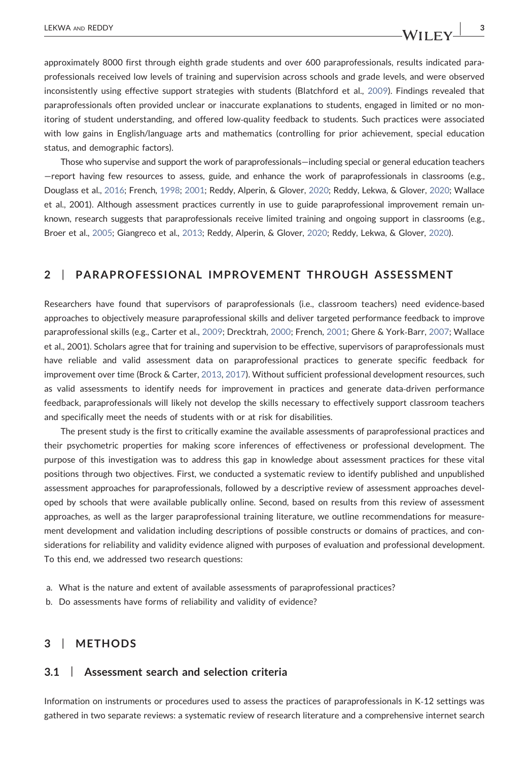approximately 8000 first through eighth grade students and over 600 paraprofessionals, results indicated paraprofessionals received low levels of training and supervision across schools and grade levels, and were observed inconsistently using effective support strategies with students (Blatchford et al., 2009). Findings revealed that paraprofessionals often provided unclear or inaccurate explanations to students, engaged in limited or no monitoring of student understanding, and offered low-quality feedback to students. Such practices were associated with low gains in English/language arts and mathematics (controlling for prior achievement, special education status, and demographic factors).

Those who supervise and support the work of paraprofessionals—including special or general education teachers—report having few resources to assess, guide, and enhance the work of paraprofessionals in classrooms (e.g., Douglass et al., 2016; French, 1998; 2001; Reddy, Alperin, & Glover, 2020; Reddy, Lekwa, & Glover, 2020; Wallace et al., 2001). Although assessment practices currently in use to guide paraprofessional improvement remain unknown, research suggests that paraprofessionals receive limited training and ongoing support in classrooms (e.g., Broer et al., 2005; Giangreco et al., 2013; Reddy, Alperin, & Glover, 2020; Reddy, Lekwa, & Glover, 2020).

## 2 | PARAPROFESSIONAL IMPROVEMENT THROUGH ASSESSMENT

Researchers have found that supervisors of paraprofessionals (i.e., classroom teachers) need evidence-based approaches to objectively measure paraprofessional skills and deliver targeted performance feedback to improve paraprofessional skills (e.g., Carter et al., 2009; Drecktrah, 2000; French, 2001; Ghere & York-Barr, 2007; Wallace et al., 2001). Scholars agree that for training and supervision to be effective, supervisors of paraprofessionals must have reliable and valid assessment data on paraprofessional practices to generate specific feedback for improvement over time (Brock & Carter, 2013, 2017). Without sufficient professional development resources, such as valid assessments to identify needs for improvement in practices and generate data-driven performance feedback, paraprofessionals will likely not develop the skills necessary to effectively support classroom teachers and specifically meet the needs of students with or at risk for disabilities.

The present study is the first to critically examine the available assessments of paraprofessional practices and their psychometric properties for making score inferences of effectiveness or professional development. The purpose of this investigation was to address this gap in knowledge about assessment practices for these vital positions through two objectives. First, we conducted a systematic review to identify published and unpublished assessment approaches for paraprofessionals, followed by a descriptive review of assessment approaches developed by schools that were available publically online. Second, based on results from this review of assessment approaches, as well as the larger paraprofessional training literature, we outline recommendations for measurement development and validation including descriptions of possible constructs or domains of practices, and considerations for reliability and validity evidence aligned with purposes of evaluation and professional development. To this end, we addressed two research questions:

a. What is the nature and extent of available assessments of paraprofessional practices?
b. Do assessments have forms of reliability and validity of evidence?

## 3 | METHODS

### 3.1 | Assessment search and selection criteria

Information on instruments or procedures used to assess the practices of paraprofessionals in K-12 settings was gathered in two separate reviews: a systematic review of research literature and a comprehensive internet search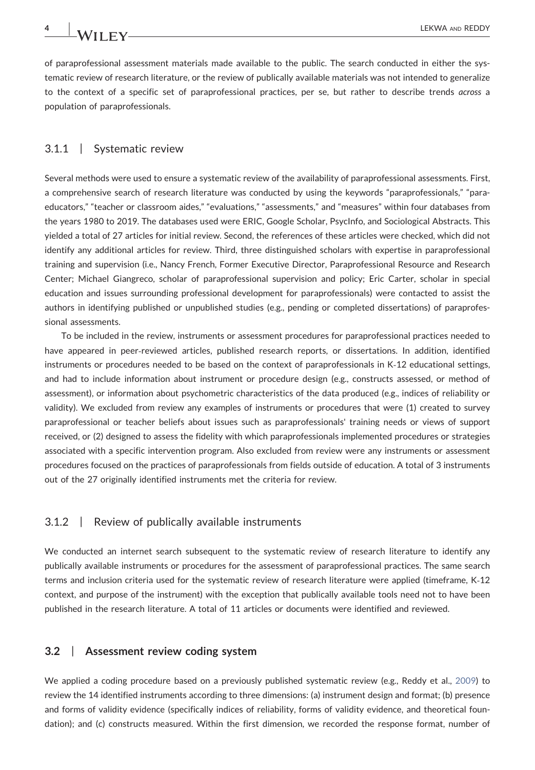of paraprofessional assessment materials made available to the public. The search conducted in either the systematic review of research literature, or the review of publically available materials was not intended to generalize to the context of a specific set of paraprofessional practices, per se, but rather to describe trends *across* a population of paraprofessionals.

### 3.1.1 | Systematic review

Several methods were used to ensure a systematic review of the availability of paraprofessional assessments. First, a comprehensive search of research literature was conducted by using the keywords "paraprofessionals," "paraeducators," "teacher or classroom aides," "evaluations," "assessments," and "measures" within four databases from the years 1980 to 2019. The databases used were ERIC, Google Scholar, PsycInfo, and Sociological Abstracts. This yielded a total of 27 articles for initial review. Second, the references of these articles were checked, which did not identify any additional articles for review. Third, three distinguished scholars with expertise in paraprofessional training and supervision (i.e., Nancy French, Former Executive Director, Paraprofessional Resource and Research Center; Michael Giangreco, scholar of paraprofessional supervision and policy; Eric Carter, scholar in special education and issues surrounding professional development for paraprofessionals) were contacted to assist the authors in identifying published or unpublished studies (e.g., pending or completed dissertations) of paraprofessional assessments.

To be included in the review, instruments or assessment procedures for paraprofessional practices needed to have appeared in peer-reviewed articles, published research reports, or dissertations. In addition, identified instruments or procedures needed to be based on the context of paraprofessionals in K-12 educational settings, and had to include information about instrument or procedure design (e.g., constructs assessed, or method of assessment), or information about psychometric characteristics of the data produced (e.g., indices of reliability or validity). We excluded from review any examples of instruments or procedures that were (1) created to survey paraprofessional or teacher beliefs about issues such as paraprofessionals' training needs or views of support received, or (2) designed to assess the fidelity with which paraprofessionals implemented procedures or strategies associated with a specific intervention program. Also excluded from review were any instruments or assessment procedures focused on the practices of paraprofessionals from fields outside of education. A total of 3 instruments out of the 27 originally identified instruments met the criteria for review.

### 3.1.2 | Review of publically available instruments

We conducted an internet search subsequent to the systematic review of research literature to identify any publically available instruments or procedures for the assessment of paraprofessional practices. The same search terms and inclusion criteria used for the systematic review of research literature were applied (timeframe, K-12 context, and purpose of the instrument) with the exception that publically available tools need not to have been published in the research literature. A total of 11 articles or documents were identified and reviewed.

## 3.2 | Assessment review coding system

We applied a coding procedure based on a previously published systematic review (e.g., Reddy et al., 2009) to review the 14 identified instruments according to three dimensions: (a) instrument design and format; (b) presence and forms of validity evidence (specifically indices of reliability, forms of validity evidence, and theoretical foundation); and (c) constructs measured. Within the first dimension, we recorded the response format, number of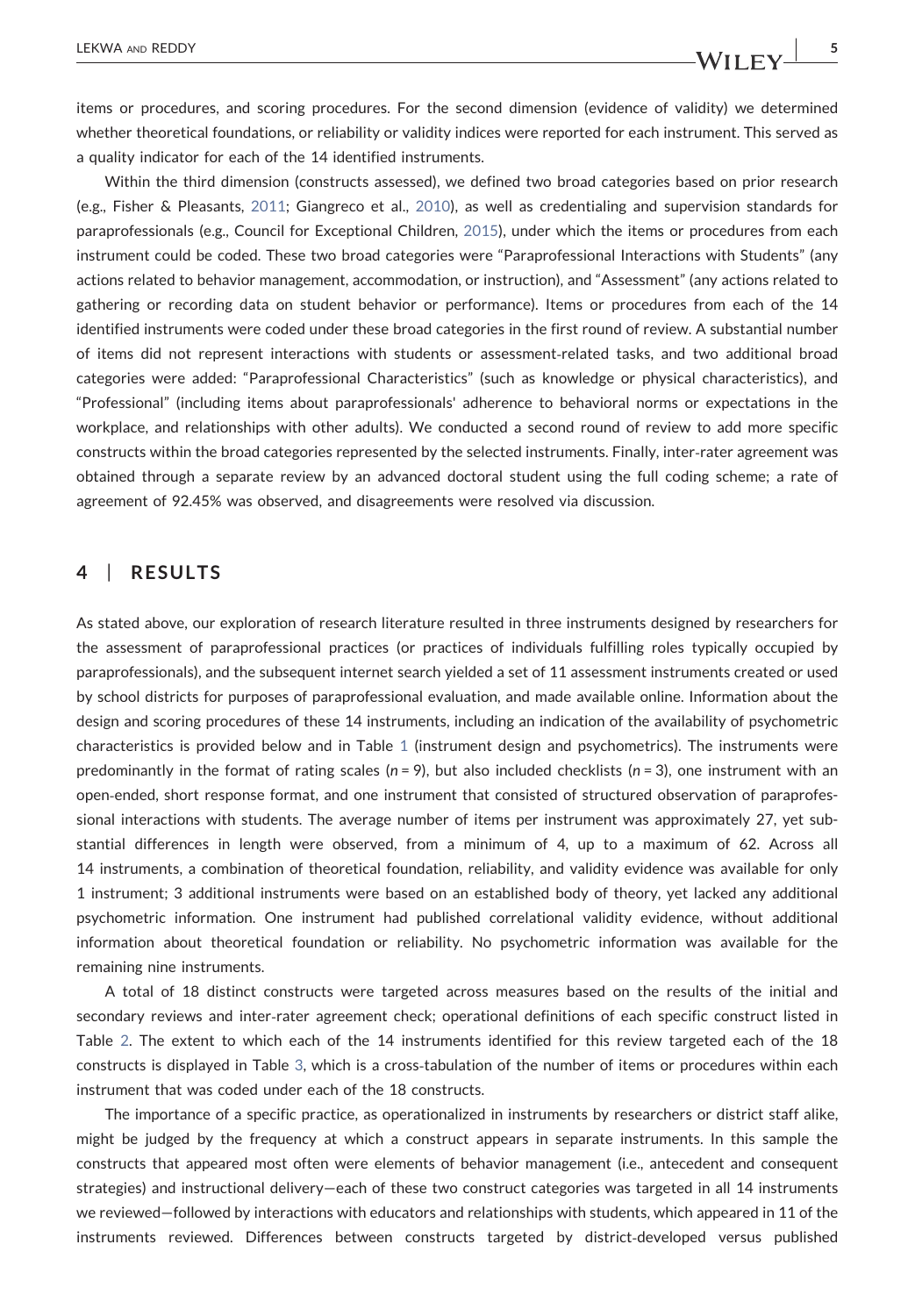items or procedures, and scoring procedures. For the second dimension (evidence of validity) we determined whether theoretical foundations, or reliability or validity indices were reported for each instrument. This served as a quality indicator for each of the 14 identified instruments.

Within the third dimension (constructs assessed), we defined two broad categories based on prior research (e.g., Fisher & Pleasants, 2011; Giangreco et al., 2010), as well as credentialing and supervision standards for paraprofessionals (e.g., Council for Exceptional Children, 2015), under which the items or procedures from each instrument could be coded. These two broad categories were "Paraprofessional Interactions with Students" (any actions related to behavior management, accommodation, or instruction), and "Assessment" (any actions related to gathering or recording data on student behavior or performance). Items or procedures from each of the 14 identified instruments were coded under these broad categories in the first round of review. A substantial number of items did not represent interactions with students or assessment-related tasks, and two additional broad categories were added: "Paraprofessional Characteristics" (such as knowledge or physical characteristics), and "Professional" (including items about paraprofessionals' adherence to behavioral norms or expectations in the workplace, and relationships with other adults). We conducted a second round of review to add more specific constructs within the broad categories represented by the selected instruments. Finally, inter-rater agreement was obtained through a separate review by an advanced doctoral student using the full coding scheme; a rate of agreement of 92.45% was observed, and disagreements were resolved via discussion.

## 4 | RESULTS

As stated above, our exploration of research literature resulted in three instruments designed by researchers for the assessment of paraprofessional practices (or practices of individuals fulfilling roles typically occupied by paraprofessionals), and the subsequent internet search yielded a set of 11 assessment instruments created or used by school districts for purposes of paraprofessional evaluation, and made available online. Information about the design and scoring procedures of these 14 instruments, including an indication of the availability of psychometric characteristics is provided below and in Table 1 (instrument design and psychometrics). The instruments were predominantly in the format of rating scales ($n = 9$), but also included checklists ($n = 3$), one instrument with an open-ended, short response format, and one instrument that consisted of structured observation of paraprofessional interactions with students. The average number of items per instrument was approximately 27, yet substantial differences in length were observed, from a minimum of 4, up to a maximum of 62. Across all 14 instruments, a combination of theoretical foundation, reliability, and validity evidence was available for only 1 instrument; 3 additional instruments were based on an established body of theory, yet lacked any additional psychometric information. One instrument had published correlational validity evidence, without additional information about theoretical foundation or reliability. No psychometric information was available for the remaining nine instruments.

A total of 18 distinct constructs were targeted across measures based on the results of the initial and secondary reviews and inter-rater agreement check; operational definitions of each specific construct listed in Table 2. The extent to which each of the 14 instruments identified for this review targeted each of the 18 constructs is displayed in Table 3, which is a cross-tabulation of the number of items or procedures within each instrument that was coded under each of the 18 constructs.

The importance of a specific practice, as operationalized in instruments by researchers or district staff alike, might be judged by the frequency at which a construct appears in separate instruments. In this sample the constructs that appeared most often were elements of behavior management (i.e., antecedent and consequent strategies) and instructional delivery—each of these two construct categories was targeted in all 14 instruments we reviewed—followed by interactions with educators and relationships with students, which appeared in 11 of the instruments reviewed. Differences between constructs targeted by district-developed versus published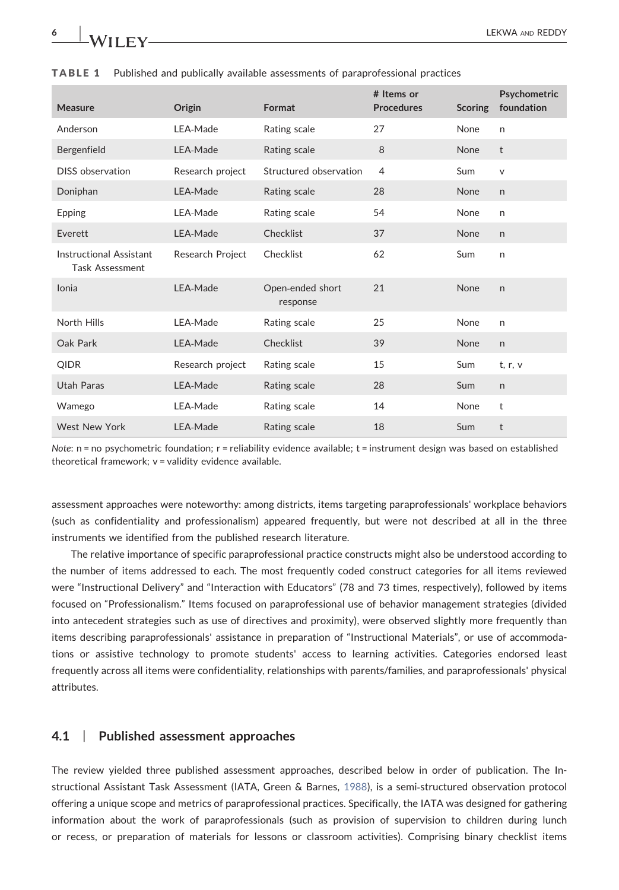**TABLE 1** Published and publically available assessments of paraprofessional practices

| Measure | Origin | Format | # Items or Procedures | Scoring | Psychometric foundation |
|---|---|---|---|---|---|
| Anderson | LEA-Made | Rating scale | 27 | None | n |
| Bergenfield | LEA-Made | Rating scale | 8 | None | t |
| DISS observation | Research project | Structured observation | 4 | Sum | v |
| Doniphan | LEA-Made | Rating scale | 28 | None | n |
| Epping | LEA-Made | Rating scale | 54 | None | n |
| Everett | LEA-Made | Checklist | 37 | None | n |
| Instructional Assistant Task Assessment | Research Project | Checklist | 62 | Sum | n |
| Ionia | LEA-Made | Open-ended short response | 21 | None | n |
| North Hills | LEA-Made | Rating scale | 25 | None | n |
| Oak Park | LEA-Made | Checklist | 39 | None | n |
| QIDR | Research project | Rating scale | 15 | Sum | t, r, v |
| Utah Paras | LEA-Made | Rating scale | 28 | Sum | n |
| Wamego | LEA-Made | Rating scale | 14 | None | t |
| West New York | LEA-Made | Rating scale | 18 | Sum | t |

*Note*: n = no psychometric foundation; r = reliability evidence available; t = instrument design was based on established theoretical framework; v = validity evidence available.

assessment approaches were noteworthy: among districts, items targeting paraprofessionals' workplace behaviors (such as confidentiality and professionalism) appeared frequently, but were not described at all in the three instruments we identified from the published research literature.

The relative importance of specific paraprofessional practice constructs might also be understood according to the number of items addressed to each. The most frequently coded construct categories for all items reviewed were "Instructional Delivery" and "Interaction with Educators" (78 and 73 times, respectively), followed by items focused on "Professionalism." Items focused on paraprofessional use of behavior management strategies (divided into antecedent strategies such as use of directives and proximity), were observed slightly more frequently than items describing paraprofessionals' assistance in preparation of "Instructional Materials", or use of accommodations or assistive technology to promote students' access to learning activities. Categories endorsed least frequently across all items were confidentiality, relationships with parents/families, and paraprofessionals' physical attributes.

## 4.1 | Published assessment approaches

The review yielded three published assessment approaches, described below in order of publication. The Instructional Assistant Task Assessment (IATA, Green & Barnes, 1988), is a semi-structured observation protocol offering a unique scope and metrics of paraprofessional practices. Specifically, the IATA was designed for gathering information about the work of paraprofessionals (such as provision of supervision to children during lunch or recess, or preparation of materials for lessons or classroom activities). Comprising binary checklist items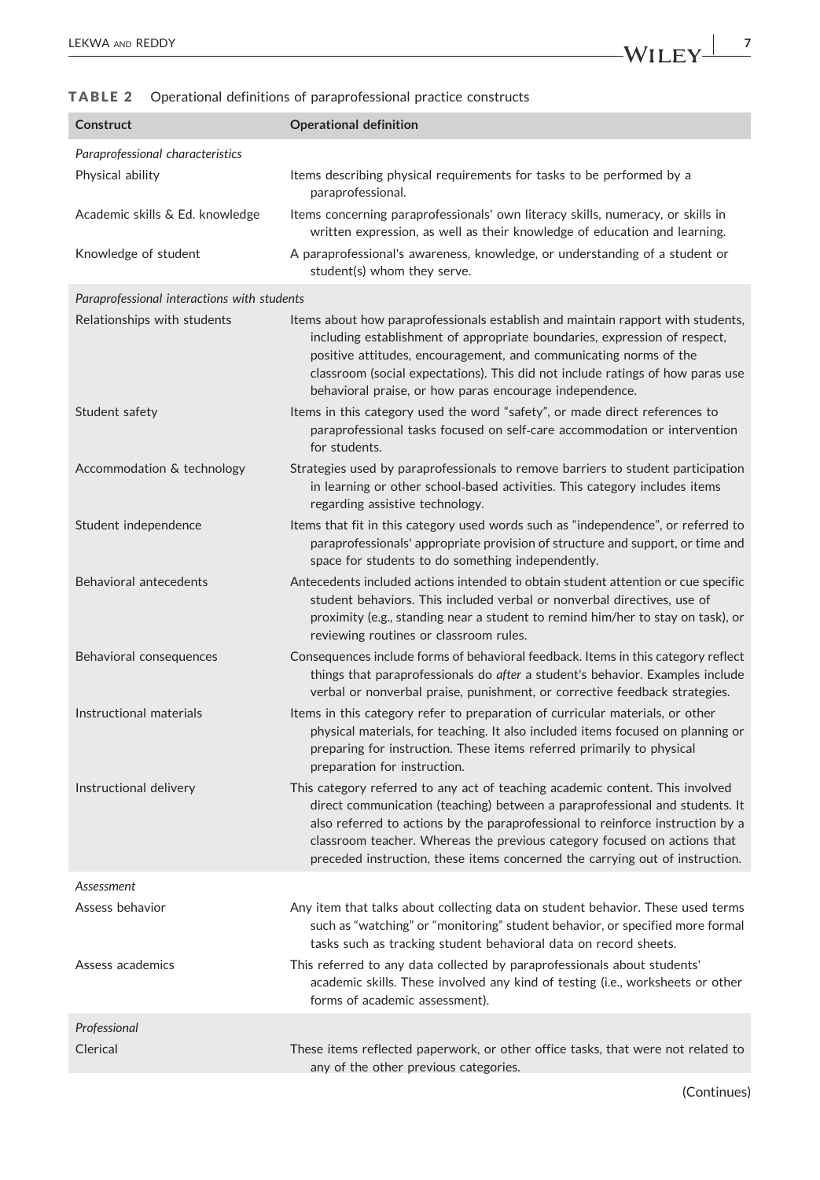**TABLE 2** Operational definitions of paraprofessional practice constructs

| Construct | Operational definition |
| --- | --- |
| *Paraprofessional characteristics* | |
| Physical ability | Items describing physical requirements for tasks to be performed by a paraprofessional. |
| Academic skills & Ed. knowledge | Items concerning paraprofessionals' own literacy skills, numeracy, or skills in written expression, as well as their knowledge of education and learning. |
| Knowledge of student | A paraprofessional's awareness, knowledge, or understanding of a student or student(s) whom they serve. |
| *Paraprofessional interactions with students* | |
| Relationships with students | Items about how paraprofessionals establish and maintain rapport with students, including establishment of appropriate boundaries, expression of respect, positive attitudes, encouragement, and communicating norms of the classroom (social expectations). This did not include ratings of how paras use behavioral praise, or how paras encourage independence. |
| Student safety | Items in this category used the word "safety", or made direct references to paraprofessional tasks focused on self-care accommodation or intervention for students. |
| Accommodation & technology | Strategies used by paraprofessionals to remove barriers to student participation in learning or other school-based activities. This category includes items regarding assistive technology. |
| Student independence | Items that fit in this category used words such as "independence", or referred to paraprofessionals' appropriate provision of structure and support, or time and space for students to do something independently. |
| Behavioral antecedents | Antecedents included actions intended to obtain student attention or cue specific student behaviors. This included verbal or nonverbal directives, use of proximity (e.g., standing near a student to remind him/her to stay on task), or reviewing routines or classroom rules. |
| Behavioral consequences | Consequences include forms of behavioral feedback. Items in this category reflect things that paraprofessionals do *after* a student's behavior. Examples include verbal or nonverbal praise, punishment, or corrective feedback strategies. |
| Instructional materials | Items in this category refer to preparation of curricular materials, or other physical materials, for teaching. It also included items focused on planning or preparing for instruction. These items referred primarily to physical preparation for instruction. |
| Instructional delivery | This category referred to any act of teaching academic content. This involved direct communication (teaching) between a paraprofessional and students. It also referred to actions by the paraprofessional to reinforce instruction by a classroom teacher. Whereas the previous category focused on actions that preceded instruction, these items concerned the carrying out of instruction. |
| *Assessment* | |
| Assess behavior | Any item that talks about collecting data on student behavior. These used terms such as "watching" or "monitoring" student behavior, or specified more formal tasks such as tracking student behavioral data on record sheets. |
| Assess academics | This referred to any data collected by paraprofessionals about students' academic skills. These involved any kind of testing (i.e., worksheets or other forms of academic assessment). |
| *Professional* | |
| Clerical | These items reflected paperwork, or other office tasks, that were not related to any of the other previous categories. |

(Continues)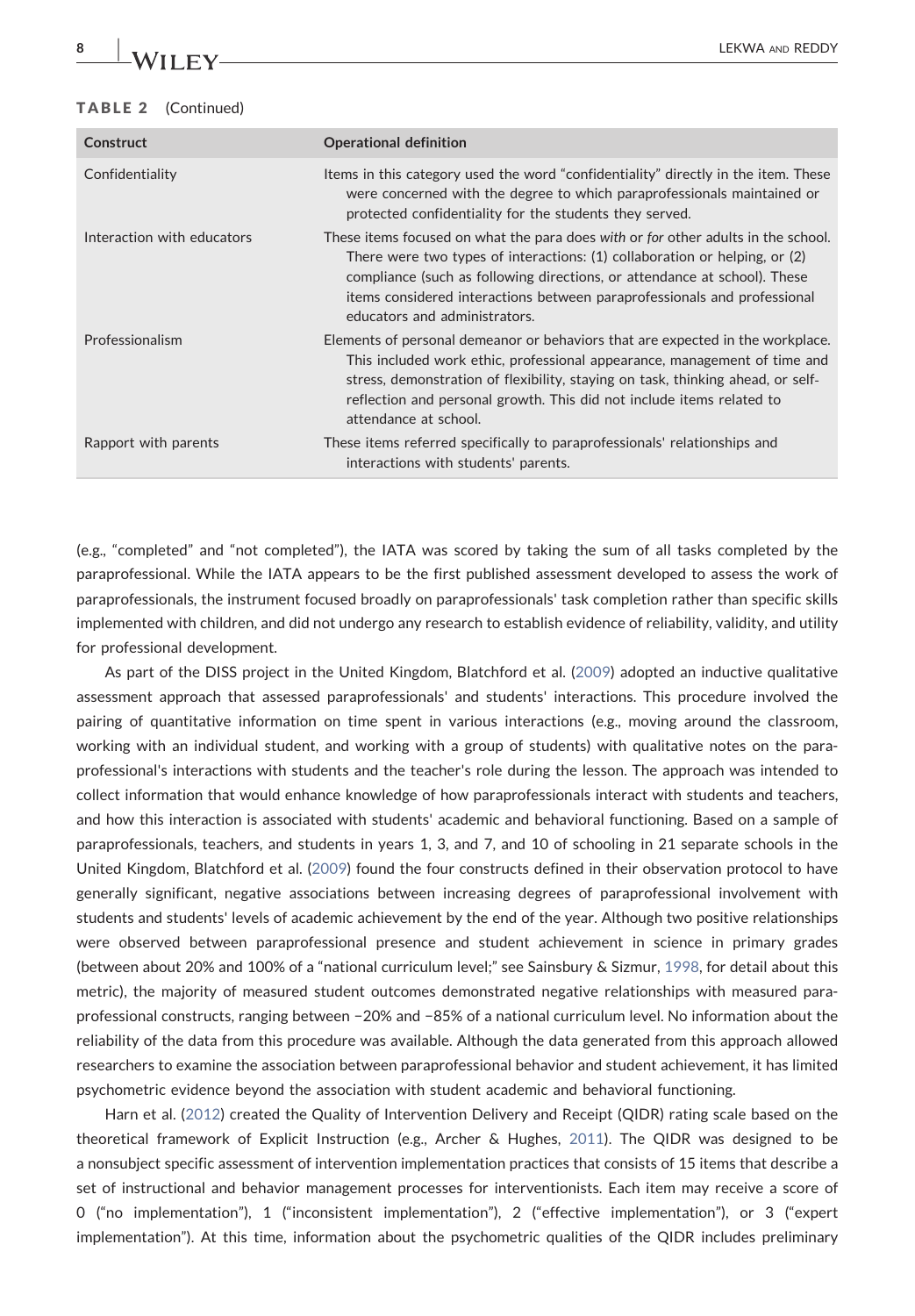**TABLE 2** (Continued)

| Construct | Operational definition |
| --- | --- |
| Confidentiality | Items in this category used the word "confidentiality" directly in the item. These were concerned with the degree to which paraprofessionals maintained or protected confidentiality for the students they served. |
| Interaction with educators | These items focused on what the para does *with* or *for* other adults in the school. There were two types of interactions: (1) collaboration or helping, or (2) compliance (such as following directions, or attendance at school). These items considered interactions between paraprofessionals and professional educators and administrators. |
| Professionalism | Elements of personal demeanor or behaviors that are expected in the workplace. This included work ethic, professional appearance, management of time and stress, demonstration of flexibility, staying on task, thinking ahead, or self-reflection and personal growth. This did not include items related to attendance at school. |
| Rapport with parents | These items referred specifically to paraprofessionals' relationships and interactions with students' parents. |

(e.g., "completed" and "not completed"), the IATA was scored by taking the sum of all tasks completed by the paraprofessional. While the IATA appears to be the first published assessment developed to assess the work of paraprofessionals, the instrument focused broadly on paraprofessionals' task completion rather than specific skills implemented with children, and did not undergo any research to establish evidence of reliability, validity, and utility for professional development.

As part of the DISS project in the United Kingdom, Blatchford et al. (2009) adopted an inductive qualitative assessment approach that assessed paraprofessionals' and students' interactions. This procedure involved the pairing of quantitative information on time spent in various interactions (e.g., moving around the classroom, working with an individual student, and working with a group of students) with qualitative notes on the paraprofessional's interactions with students and the teacher's role during the lesson. The approach was intended to collect information that would enhance knowledge of how paraprofessionals interact with students and teachers, and how this interaction is associated with students' academic and behavioral functioning. Based on a sample of paraprofessionals, teachers, and students in years 1, 3, and 7, and 10 of schooling in 21 separate schools in the United Kingdom, Blatchford et al. (2009) found the four constructs defined in their observation protocol to have generally significant, negative associations between increasing degrees of paraprofessional involvement with students and students' levels of academic achievement by the end of the year. Although two positive relationships were observed between paraprofessional presence and student achievement in science in primary grades (between about 20% and 100% of a "national curriculum level;" see Sainsbury & Sizmur, 1998, for detail about this metric), the majority of measured student outcomes demonstrated negative relationships with measured paraprofessional constructs, ranging between −20% and −85% of a national curriculum level. No information about the reliability of the data from this procedure was available. Although the data generated from this approach allowed researchers to examine the association between paraprofessional behavior and student achievement, it has limited psychometric evidence beyond the association with student academic and behavioral functioning.

Harn et al. (2012) created the Quality of Intervention Delivery and Receipt (QIDR) rating scale based on the theoretical framework of Explicit Instruction (e.g., Archer & Hughes, 2011). The QIDR was designed to be a nonsubject specific assessment of intervention implementation practices that consists of 15 items that describe a set of instructional and behavior management processes for interventionists. Each item may receive a score of 0 ("no implementation"), 1 ("inconsistent implementation"), 2 ("effective implementation"), or 3 ("expert implementation"). At this time, information about the psychometric qualities of the QIDR includes preliminary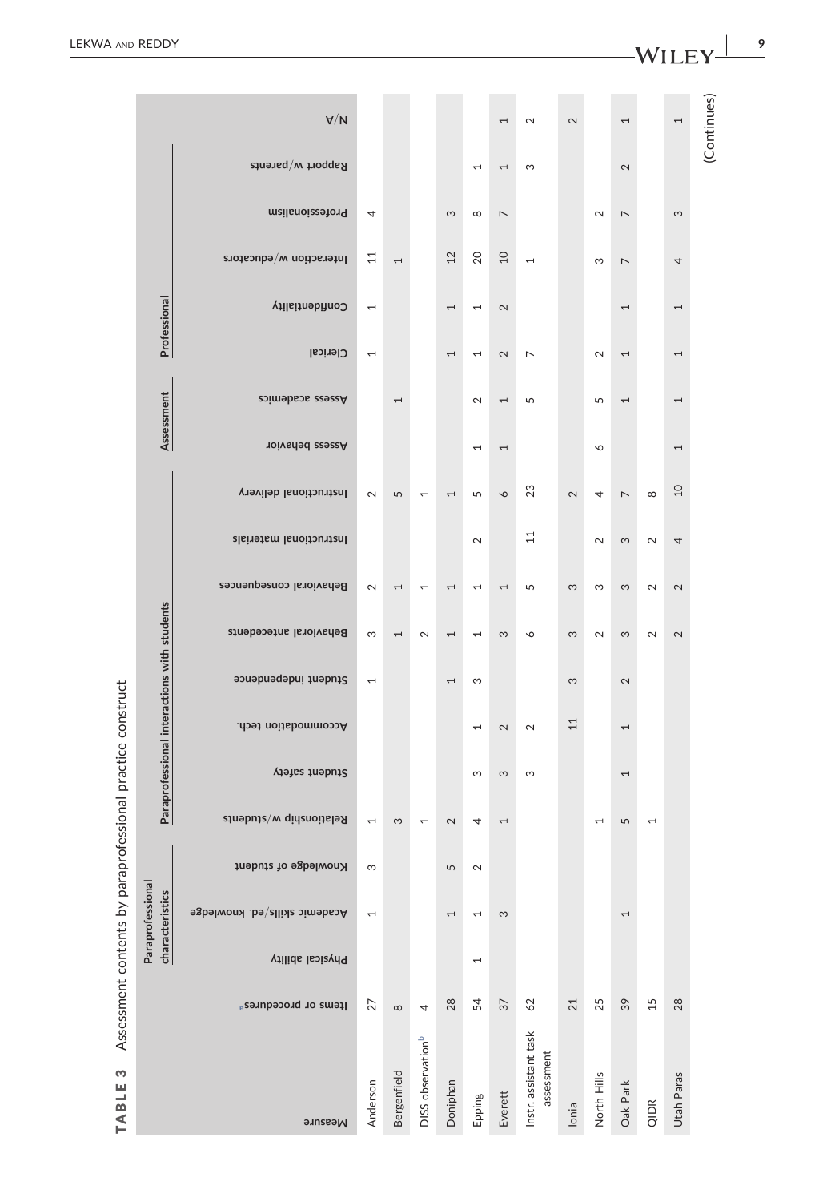**TABLE 3** Assessment contents by paraprofessional practice construct

| Measure | Items or procedures[a] | Paraprofessional characteristics | | | Paraprofessional interactions with students | | | | | | | | Assessment | | Professional | | | | | |
|---|---|---|---|---|---|---|---|---|---|---|---|---|---|---|---|---|---|---|---|---|
| | | Physical ability | Academic skills/ed. knowledge | Knowledge of student | Relationship w/students | Student safety | Accommodation tech. | Student independence | Behavioral antecedents | Behavioral consequences | Instructional materials | Instructional delivery | Assess behavior | Assess academics | Clerical | Confidentiality | Interaction w/educators | Professionalism | Rapport w/parents | N/A |
| Anderson | 27 | | 1 | 3 | 1 | | | 1 | 3 | 2 | | 2 | | | 1 | 1 | 11 | 4 | | |
| Bergenfield | 8 | | | | 3 | | | | 1 | 1 | | 5 | | 1 | | | 1 | | | |
| DISS observation[b] | 4 | | | | 1 | | | | 2 | 1 | | 1 | | | | | | | | |
| Doniphan | 28 | | 1 | 5 | 2 | | | 1 | 1 | 1 | | 1 | | | 1 | 1 | 12 | 3 | | |
| Epping | 54 | 1 | 1 | 2 | 4 | 3 | 1 | 3 | 1 | 1 | 2 | 5 | 1 | 2 | 1 | 1 | 20 | 8 | 1 | |
| Everett | 37 | | 3 | | 1 | 3 | 2 | | 3 | 1 | | 6 | 1 | 1 | 2 | 2 | 10 | 7 | 1 | 1 |
| Instr. assistant task assessment | 62 | | | | | 3 | 2 | | 6 | 5 | 11 | 23 | | 5 | 7 | | 1 | | 3 | 2 |
| Ionia | 21 | | | | | | 11 | 3 | 3 | 3 | | 2 | | | | | | | | 2 |
| North Hills | 25 | | | | 1 | | | | 2 | 3 | 2 | 4 | 6 | 5 | 2 | | 3 | 2 | | |
| Oak Park | 39 | | 1 | | 5 | 1 | 1 | 2 | 3 | 3 | 3 | 7 | | 1 | 1 | 1 | 7 | 7 | 2 | 1 |
| QIDR | 15 | | | | 1 | | | | 2 | 2 | 2 | 8 | | | | | | | | |
| Utah Paras | 28 | | | | | | | | 2 | 2 | 4 | 10 | 1 | 1 | 1 | 1 | 4 | 3 | | 1 |

(Continues)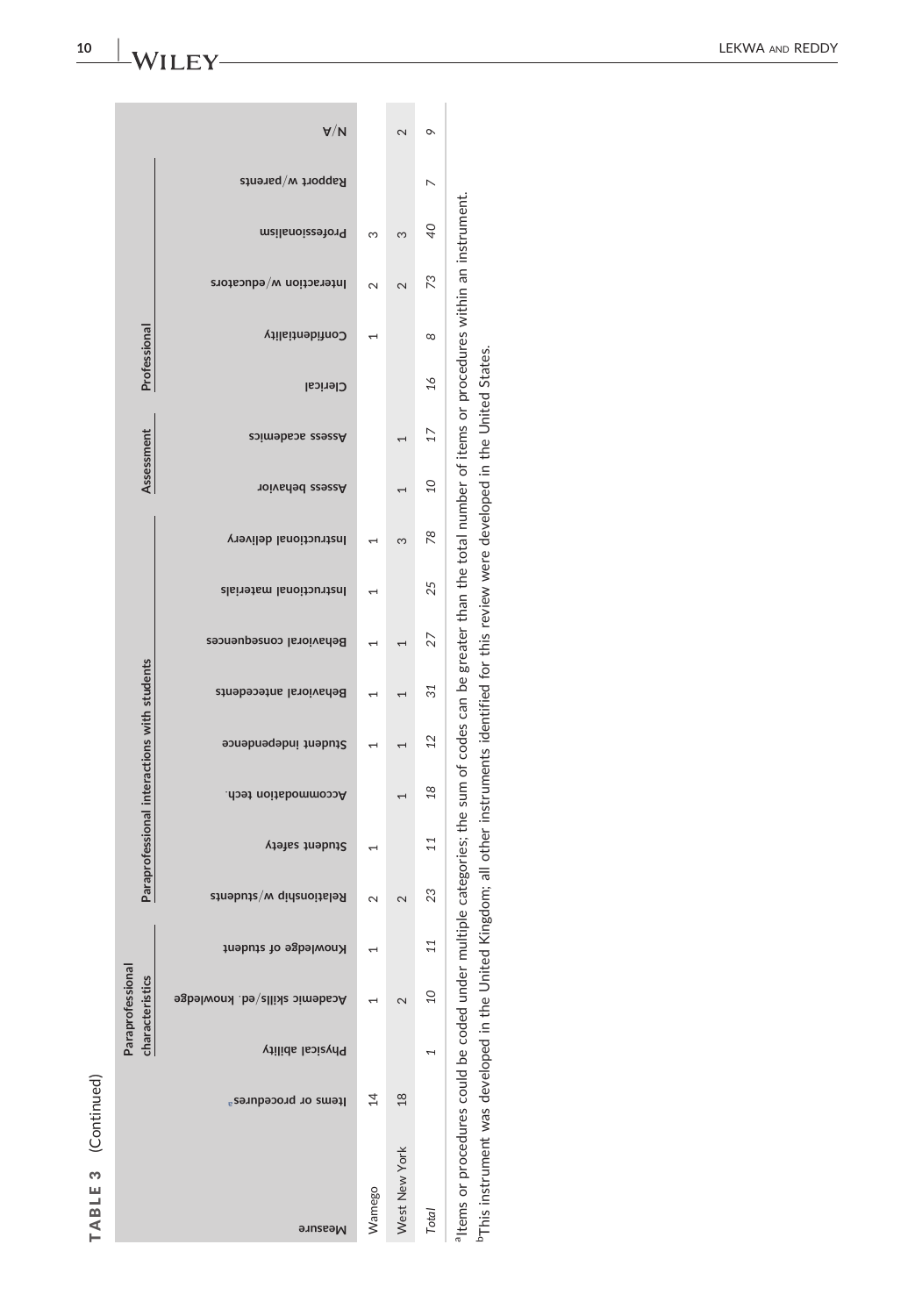**TABLE 3** (Continued)

| Measure | Items or procedures[a] | Paraprofessional characteristics | | | Paraprofessional interactions with students | | | | | | | | Assessment | | Professional | | | | | |
|---|---|---|---|---|---|---|---|---|---|---|---|---|---|---|---|---|---|---|---|---|
| | | Physical ability | Academic skills/ed. knowledge | Knowledge of student | Relationship w/students | Student safety | Accommodation tech. | Student independence | Behavioral antecedents | Behavioral consequences | Instructional materials | Instructional delivery | Assess behavior | Assess academics | Clerical | Confidentiality | Interaction w/educators | Professionalism | Rapport w/parents | N/A |
| Wamego | 14 | | 1 | 1 | 2 | 1 | | 1 | 1 | 1 | 1 | 1 | | | | 1 | 2 | 3 | | |
| West New York | 18 | | 2 | | 2 | | 1 | 1 | 1 | 1 | | 3 | 1 | 1 | | | 2 | 3 | | 2 |
| *Total* | | 1 | 10 | 11 | 23 | 11 | 18 | 12 | 31 | 27 | 25 | 78 | 10 | 17 | 16 | 8 | 73 | 40 | 7 | 9 |

[a]Items or procedures could be coded under multiple categories; the sum of codes can be greater than the total number of items or procedures within an instrument.

[b]This instrument was developed in the United Kingdom; all other instruments identified for this review were developed in the United States.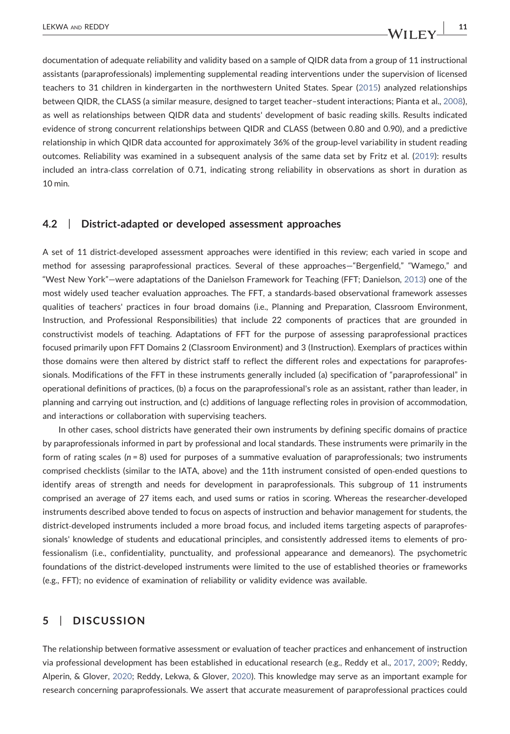documentation of adequate reliability and validity based on a sample of QIDR data from a group of 11 instructional assistants (paraprofessionals) implementing supplemental reading interventions under the supervision of licensed teachers to 31 children in kindergarten in the northwestern United States. Spear (2015) analyzed relationships between QIDR, the CLASS (a similar measure, designed to target teacher–student interactions; Pianta et al., 2008), as well as relationships between QIDR data and students' development of basic reading skills. Results indicated evidence of strong concurrent relationships between QIDR and CLASS (between 0.80 and 0.90), and a predictive relationship in which QIDR data accounted for approximately 36% of the group-level variability in student reading outcomes. Reliability was examined in a subsequent analysis of the same data set by Fritz et al. (2019): results included an intra-class correlation of 0.71, indicating strong reliability in observations as short in duration as 10 min.

### 4.2 | District-adapted or developed assessment approaches

A set of 11 district-developed assessment approaches were identified in this review; each varied in scope and method for assessing paraprofessional practices. Several of these approaches—"Bergenfield," "Wamego," and "West New York"—were adaptations of the Danielson Framework for Teaching (FFT; Danielson, 2013) one of the most widely used teacher evaluation approaches. The FFT, a standards-based observational framework assesses qualities of teachers' practices in four broad domains (i.e., Planning and Preparation, Classroom Environment, Instruction, and Professional Responsibilities) that include 22 components of practices that are grounded in constructivist models of teaching. Adaptations of FFT for the purpose of assessing paraprofessional practices focused primarily upon FFT Domains 2 (Classroom Environment) and 3 (Instruction). Exemplars of practices within those domains were then altered by district staff to reflect the different roles and expectations for paraprofessionals. Modifications of the FFT in these instruments generally included (a) specification of "paraprofessional" in operational definitions of practices, (b) a focus on the paraprofessional's role as an assistant, rather than leader, in planning and carrying out instruction, and (c) additions of language reflecting roles in provision of accommodation, and interactions or collaboration with supervising teachers.

In other cases, school districts have generated their own instruments by defining specific domains of practice by paraprofessionals informed in part by professional and local standards. These instruments were primarily in the form of rating scales ($n = 8$) used for purposes of a summative evaluation of paraprofessionals; two instruments comprised checklists (similar to the IATA, above) and the 11th instrument consisted of open-ended questions to identify areas of strength and needs for development in paraprofessionals. This subgroup of 11 instruments comprised an average of 27 items each, and used sums or ratios in scoring. Whereas the researcher-developed instruments described above tended to focus on aspects of instruction and behavior management for students, the district-developed instruments included a more broad focus, and included items targeting aspects of paraprofessionals' knowledge of students and educational principles, and consistently addressed items to elements of professionalism (i.e., confidentiality, punctuality, and professional appearance and demeanors). The psychometric foundations of the district-developed instruments were limited to the use of established theories or frameworks (e.g., FFT); no evidence of examination of reliability or validity evidence was available.

## 5 | DISCUSSION

The relationship between formative assessment or evaluation of teacher practices and enhancement of instruction via professional development has been established in educational research (e.g., Reddy et al., 2017, 2009; Reddy, Alperin, & Glover, 2020; Reddy, Lekwa, & Glover, 2020). This knowledge may serve as an important example for research concerning paraprofessionals. We assert that accurate measurement of paraprofessional practices could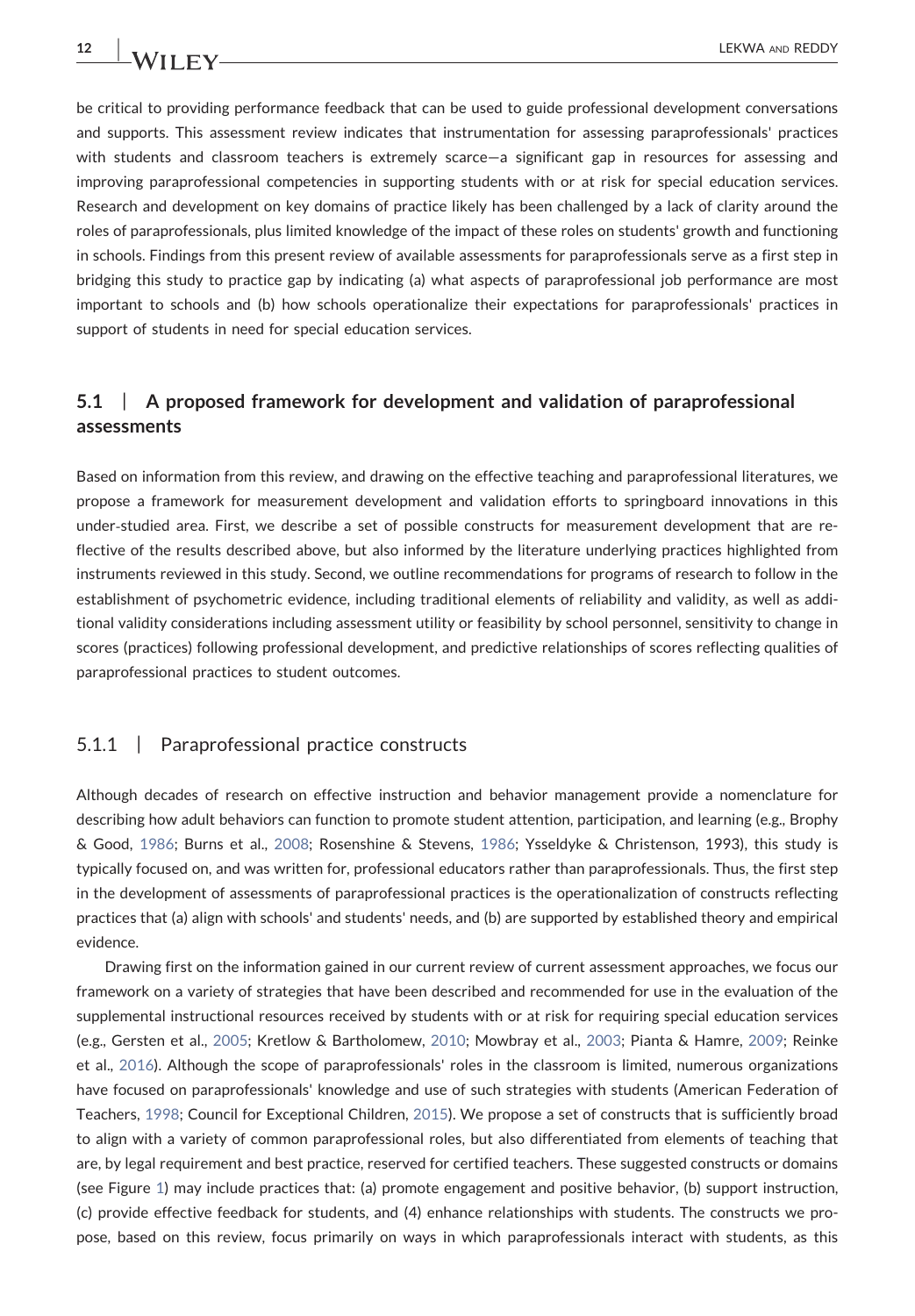be critical to providing performance feedback that can be used to guide professional development conversations and supports. This assessment review indicates that instrumentation for assessing paraprofessionals' practices with students and classroom teachers is extremely scarce—a significant gap in resources for assessing and improving paraprofessional competencies in supporting students with or at risk for special education services. Research and development on key domains of practice likely has been challenged by a lack of clarity around the roles of paraprofessionals, plus limited knowledge of the impact of these roles on students' growth and functioning in schools. Findings from this present review of available assessments for paraprofessionals serve as a first step in bridging this study to practice gap by indicating (a) what aspects of paraprofessional job performance are most important to schools and (b) how schools operationalize their expectations for paraprofessionals' practices in support of students in need for special education services.

## 5.1 | A proposed framework for development and validation of paraprofessional assessments

Based on information from this review, and drawing on the effective teaching and paraprofessional literatures, we propose a framework for measurement development and validation efforts to springboard innovations in this under-studied area. First, we describe a set of possible constructs for measurement development that are reflective of the results described above, but also informed by the literature underlying practices highlighted from instruments reviewed in this study. Second, we outline recommendations for programs of research to follow in the establishment of psychometric evidence, including traditional elements of reliability and validity, as well as additional validity considerations including assessment utility or feasibility by school personnel, sensitivity to change in scores (practices) following professional development, and predictive relationships of scores reflecting qualities of paraprofessional practices to student outcomes.

### 5.1.1 | Paraprofessional practice constructs

Although decades of research on effective instruction and behavior management provide a nomenclature for describing how adult behaviors can function to promote student attention, participation, and learning (e.g., Brophy & Good, 1986; Burns et al., 2008; Rosenshine & Stevens, 1986; Ysseldyke & Christenson, 1993), this study is typically focused on, and was written for, professional educators rather than paraprofessionals. Thus, the first step in the development of assessments of paraprofessional practices is the operationalization of constructs reflecting practices that (a) align with schools' and students' needs, and (b) are supported by established theory and empirical evidence.

Drawing first on the information gained in our current review of current assessment approaches, we focus our framework on a variety of strategies that have been described and recommended for use in the evaluation of the supplemental instructional resources received by students with or at risk for requiring special education services (e.g., Gersten et al., 2005; Kretlow & Bartholomew, 2010; Mowbray et al., 2003; Pianta & Hamre, 2009; Reinke et al., 2016). Although the scope of paraprofessionals' roles in the classroom is limited, numerous organizations have focused on paraprofessionals' knowledge and use of such strategies with students (American Federation of Teachers, 1998; Council for Exceptional Children, 2015). We propose a set of constructs that is sufficiently broad to align with a variety of common paraprofessional roles, but also differentiated from elements of teaching that are, by legal requirement and best practice, reserved for certified teachers. These suggested constructs or domains (see Figure 1) may include practices that: (a) promote engagement and positive behavior, (b) support instruction, (c) provide effective feedback for students, and (4) enhance relationships with students. The constructs we propose, based on this review, focus primarily on ways in which paraprofessionals interact with students, as this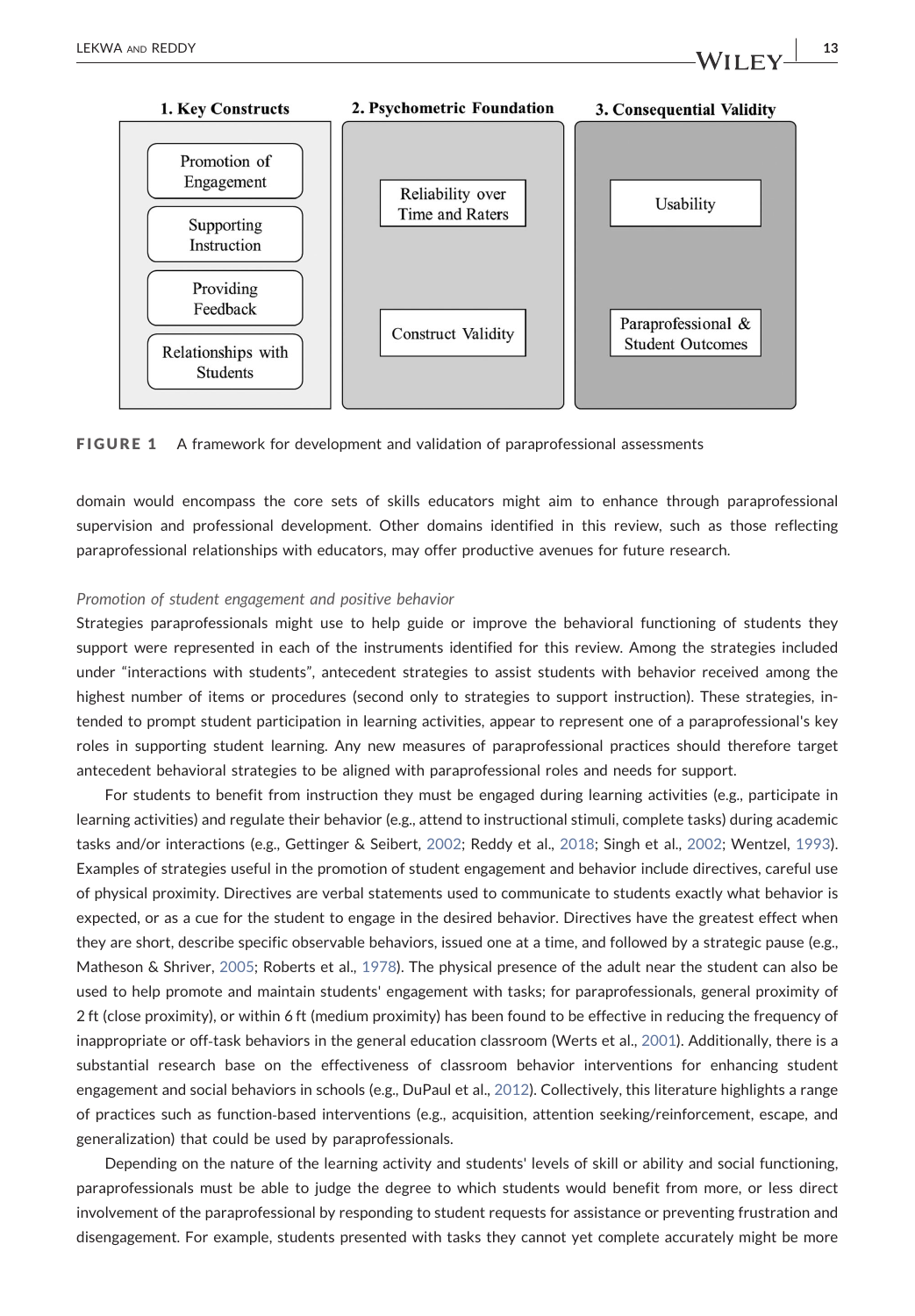**1. Key Constructs**

- Promotion of Engagement
- Supporting Instruction
- Providing Feedback
- Relationships with Students

**2. Psychometric Foundation**

- Reliability over Time and Raters
- Construct Validity

**3. Consequential Validity**

- Usability
- Paraprofessional & Student Outcomes

**FIGURE 1** A framework for development and validation of paraprofessional assessments

domain would encompass the core sets of skills educators might aim to enhance through paraprofessional supervision and professional development. Other domains identified in this review, such as those reflecting paraprofessional relationships with educators, may offer productive avenues for future research.

*Promotion of student engagement and positive behavior*

Strategies paraprofessionals might use to help guide or improve the behavioral functioning of students they support were represented in each of the instruments identified for this review. Among the strategies included under "interactions with students", antecedent strategies to assist students with behavior received among the highest number of items or procedures (second only to strategies to support instruction). These strategies, intended to prompt student participation in learning activities, appear to represent one of a paraprofessional's key roles in supporting student learning. Any new measures of paraprofessional practices should therefore target antecedent behavioral strategies to be aligned with paraprofessional roles and needs for support.

For students to benefit from instruction they must be engaged during learning activities (e.g., participate in learning activities) and regulate their behavior (e.g., attend to instructional stimuli, complete tasks) during academic tasks and/or interactions (e.g., Gettinger & Seibert, 2002; Reddy et al., 2018; Singh et al., 2002; Wentzel, 1993). Examples of strategies useful in the promotion of student engagement and behavior include directives, careful use of physical proximity. Directives are verbal statements used to communicate to students exactly what behavior is expected, or as a cue for the student to engage in the desired behavior. Directives have the greatest effect when they are short, describe specific observable behaviors, issued one at a time, and followed by a strategic pause (e.g., Matheson & Shriver, 2005; Roberts et al., 1978). The physical presence of the adult near the student can also be used to help promote and maintain students' engagement with tasks; for paraprofessionals, general proximity of 2 ft (close proximity), or within 6 ft (medium proximity) has been found to be effective in reducing the frequency of inappropriate or off-task behaviors in the general education classroom (Werts et al., 2001). Additionally, there is a substantial research base on the effectiveness of classroom behavior interventions for enhancing student engagement and social behaviors in schools (e.g., DuPaul et al., 2012). Collectively, this literature highlights a range of practices such as function-based interventions (e.g., acquisition, attention seeking/reinforcement, escape, and generalization) that could be used by paraprofessionals.

Depending on the nature of the learning activity and students' levels of skill or ability and social functioning, paraprofessionals must be able to judge the degree to which students would benefit from more, or less direct involvement of the paraprofessional by responding to student requests for assistance or preventing frustration and disengagement. For example, students presented with tasks they cannot yet complete accurately might be more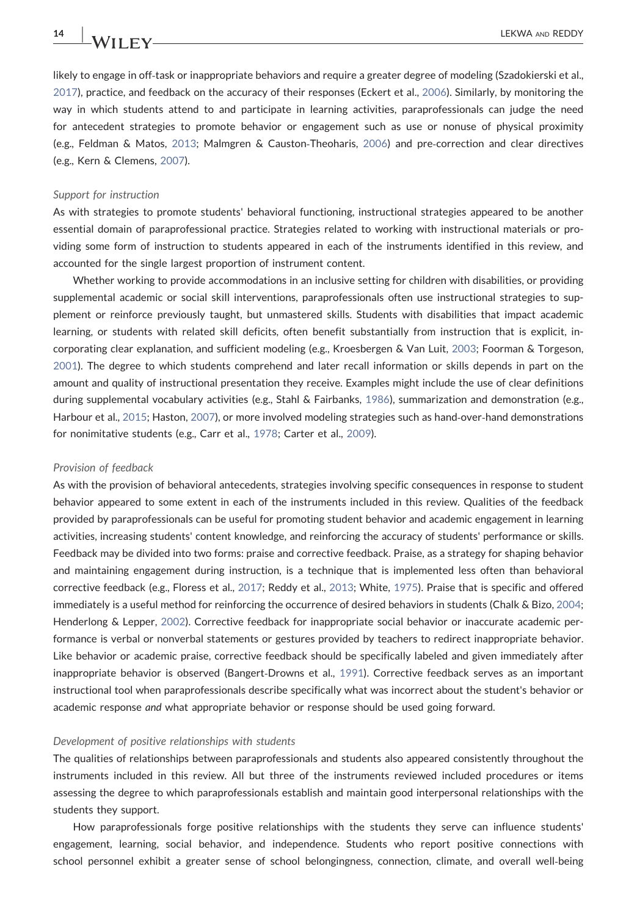likely to engage in off-task or inappropriate behaviors and require a greater degree of modeling (Szadokierski et al., 2017), practice, and feedback on the accuracy of their responses (Eckert et al., 2006). Similarly, by monitoring the way in which students attend to and participate in learning activities, paraprofessionals can judge the need for antecedent strategies to promote behavior or engagement such as use or nonuse of physical proximity (e.g., Feldman & Matos, 2013; Malmgren & Causton-Theoharis, 2006) and pre-correction and clear directives (e.g., Kern & Clemens, 2007).

#### *Support for instruction*

As with strategies to promote students' behavioral functioning, instructional strategies appeared to be another essential domain of paraprofessional practice. Strategies related to working with instructional materials or providing some form of instruction to students appeared in each of the instruments identified in this review, and accounted for the single largest proportion of instrument content.

Whether working to provide accommodations in an inclusive setting for children with disabilities, or providing supplemental academic or social skill interventions, paraprofessionals often use instructional strategies to supplement or reinforce previously taught, but unmastered skills. Students with disabilities that impact academic learning, or students with related skill deficits, often benefit substantially from instruction that is explicit, incorporating clear explanation, and sufficient modeling (e.g., Kroesbergen & Van Luit, 2003; Foorman & Torgeson, 2001). The degree to which students comprehend and later recall information or skills depends in part on the amount and quality of instructional presentation they receive. Examples might include the use of clear definitions during supplemental vocabulary activities (e.g., Stahl & Fairbanks, 1986), summarization and demonstration (e.g., Harbour et al., 2015; Haston, 2007), or more involved modeling strategies such as hand-over-hand demonstrations for nonimitative students (e.g., Carr et al., 1978; Carter et al., 2009).

#### *Provision of feedback*

As with the provision of behavioral antecedents, strategies involving specific consequences in response to student behavior appeared to some extent in each of the instruments included in this review. Qualities of the feedback provided by paraprofessionals can be useful for promoting student behavior and academic engagement in learning activities, increasing students' content knowledge, and reinforcing the accuracy of students' performance or skills. Feedback may be divided into two forms: praise and corrective feedback. Praise, as a strategy for shaping behavior and maintaining engagement during instruction, is a technique that is implemented less often than behavioral corrective feedback (e.g., Floress et al., 2017; Reddy et al., 2013; White, 1975). Praise that is specific and offered immediately is a useful method for reinforcing the occurrence of desired behaviors in students (Chalk & Bizo, 2004; Henderlong & Lepper, 2002). Corrective feedback for inappropriate social behavior or inaccurate academic performance is verbal or nonverbal statements or gestures provided by teachers to redirect inappropriate behavior. Like behavior or academic praise, corrective feedback should be specifically labeled and given immediately after inappropriate behavior is observed (Bangert-Drowns et al., 1991). Corrective feedback serves as an important instructional tool when paraprofessionals describe specifically what was incorrect about the student's behavior or academic response *and* what appropriate behavior or response should be used going forward.

#### *Development of positive relationships with students*

The qualities of relationships between paraprofessionals and students also appeared consistently throughout the instruments included in this review. All but three of the instruments reviewed included procedures or items assessing the degree to which paraprofessionals establish and maintain good interpersonal relationships with the students they support.

How paraprofessionals forge positive relationships with the students they serve can influence students' engagement, learning, social behavior, and independence. Students who report positive connections with school personnel exhibit a greater sense of school belongingness, connection, climate, and overall well-being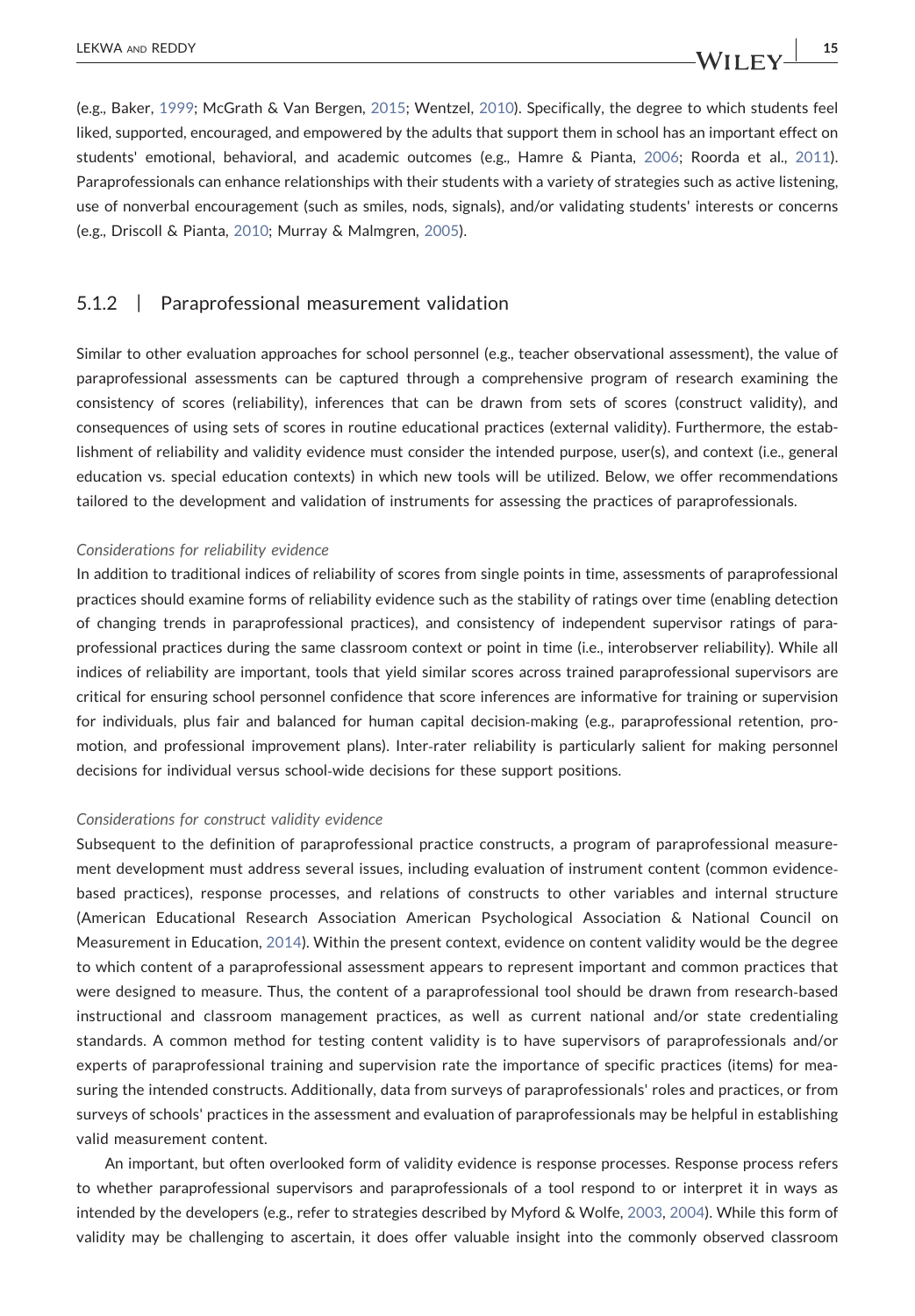(e.g., Baker, 1999; McGrath & Van Bergen, 2015; Wentzel, 2010). Specifically, the degree to which students feel liked, supported, encouraged, and empowered by the adults that support them in school has an important effect on students' emotional, behavioral, and academic outcomes (e.g., Hamre & Pianta, 2006; Roorda et al., 2011). Paraprofessionals can enhance relationships with their students with a variety of strategies such as active listening, use of nonverbal encouragement (such as smiles, nods, signals), and/or validating students' interests or concerns (e.g., Driscoll & Pianta, 2010; Murray & Malmgren, 2005).

### 5.1.2 | Paraprofessional measurement validation

Similar to other evaluation approaches for school personnel (e.g., teacher observational assessment), the value of paraprofessional assessments can be captured through a comprehensive program of research examining the consistency of scores (reliability), inferences that can be drawn from sets of scores (construct validity), and consequences of using sets of scores in routine educational practices (external validity). Furthermore, the establishment of reliability and validity evidence must consider the intended purpose, user(s), and context (i.e., general education vs. special education contexts) in which new tools will be utilized. Below, we offer recommendations tailored to the development and validation of instruments for assessing the practices of paraprofessionals.

*Considerations for reliability evidence*

In addition to traditional indices of reliability of scores from single points in time, assessments of paraprofessional practices should examine forms of reliability evidence such as the stability of ratings over time (enabling detection of changing trends in paraprofessional practices), and consistency of independent supervisor ratings of paraprofessional practices during the same classroom context or point in time (i.e., interobserver reliability). While all indices of reliability are important, tools that yield similar scores across trained paraprofessional supervisors are critical for ensuring school personnel confidence that score inferences are informative for training or supervision for individuals, plus fair and balanced for human capital decision-making (e.g., paraprofessional retention, promotion, and professional improvement plans). Inter-rater reliability is particularly salient for making personnel decisions for individual versus school-wide decisions for these support positions.

*Considerations for construct validity evidence*

Subsequent to the definition of paraprofessional practice constructs, a program of paraprofessional measurement development must address several issues, including evaluation of instrument content (common evidence-based practices), response processes, and relations of constructs to other variables and internal structure (American Educational Research Association American Psychological Association & National Council on Measurement in Education, 2014). Within the present context, evidence on content validity would be the degree to which content of a paraprofessional assessment appears to represent important and common practices that were designed to measure. Thus, the content of a paraprofessional tool should be drawn from research-based instructional and classroom management practices, as well as current national and/or state credentialing standards. A common method for testing content validity is to have supervisors of paraprofessionals and/or experts of paraprofessional training and supervision rate the importance of specific practices (items) for measuring the intended constructs. Additionally, data from surveys of paraprofessionals' roles and practices, or from surveys of schools' practices in the assessment and evaluation of paraprofessionals may be helpful in establishing valid measurement content.

An important, but often overlooked form of validity evidence is response processes. Response process refers to whether paraprofessional supervisors and paraprofessionals of a tool respond to or interpret it in ways as intended by the developers (e.g., refer to strategies described by Myford & Wolfe, 2003, 2004). While this form of validity may be challenging to ascertain, it does offer valuable insight into the commonly observed classroom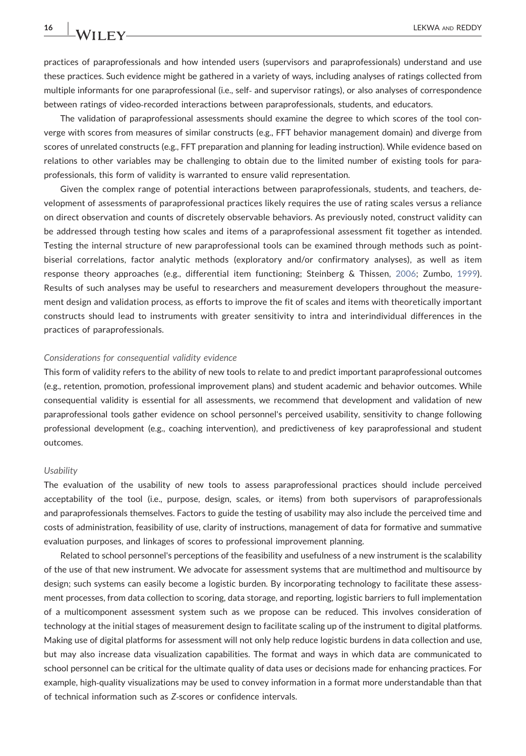practices of paraprofessionals and how intended users (supervisors and paraprofessionals) understand and use these practices. Such evidence might be gathered in a variety of ways, including analyses of ratings collected from multiple informants for one paraprofessional (i.e., self- and supervisor ratings), or also analyses of correspondence between ratings of video-recorded interactions between paraprofessionals, students, and educators.

The validation of paraprofessional assessments should examine the degree to which scores of the tool converge with scores from measures of similar constructs (e.g., FFT behavior management domain) and diverge from scores of unrelated constructs (e.g., FFT preparation and planning for leading instruction). While evidence based on relations to other variables may be challenging to obtain due to the limited number of existing tools for paraprofessionals, this form of validity is warranted to ensure valid representation.

Given the complex range of potential interactions between paraprofessionals, students, and teachers, development of assessments of paraprofessional practices likely requires the use of rating scales versus a reliance on direct observation and counts of discretely observable behaviors. As previously noted, construct validity can be addressed through testing how scales and items of a paraprofessional assessment fit together as intended. Testing the internal structure of new paraprofessional tools can be examined through methods such as point-biserial correlations, factor analytic methods (exploratory and/or confirmatory analyses), as well as item response theory approaches (e.g., differential item functioning; Steinberg & Thissen, 2006; Zumbo, 1999). Results of such analyses may be useful to researchers and measurement developers throughout the measurement design and validation process, as efforts to improve the fit of scales and items with theoretically important constructs should lead to instruments with greater sensitivity to intra and interindividual differences in the practices of paraprofessionals.

*Considerations for consequential validity evidence*

This form of validity refers to the ability of new tools to relate to and predict important paraprofessional outcomes (e.g., retention, promotion, professional improvement plans) and student academic and behavior outcomes. While consequential validity is essential for all assessments, we recommend that development and validation of new paraprofessional tools gather evidence on school personnel's perceived usability, sensitivity to change following professional development (e.g., coaching intervention), and predictiveness of key paraprofessional and student outcomes.

*Usability*

The evaluation of the usability of new tools to assess paraprofessional practices should include perceived acceptability of the tool (i.e., purpose, design, scales, or items) from both supervisors of paraprofessionals and paraprofessionals themselves. Factors to guide the testing of usability may also include the perceived time and costs of administration, feasibility of use, clarity of instructions, management of data for formative and summative evaluation purposes, and linkages of scores to professional improvement planning.

Related to school personnel's perceptions of the feasibility and usefulness of a new instrument is the scalability of the use of that new instrument. We advocate for assessment systems that are multimethod and multisource by design; such systems can easily become a logistic burden. By incorporating technology to facilitate these assessment processes, from data collection to scoring, data storage, and reporting, logistic barriers to full implementation of a multicomponent assessment system such as we propose can be reduced. This involves consideration of technology at the initial stages of measurement design to facilitate scaling up of the instrument to digital platforms. Making use of digital platforms for assessment will not only help reduce logistic burdens in data collection and use, but may also increase data visualization capabilities. The format and ways in which data are communicated to school personnel can be critical for the ultimate quality of data uses or decisions made for enhancing practices. For example, high-quality visualizations may be used to convey information in a format more understandable than that of technical information such as $Z$-scores or confidence intervals.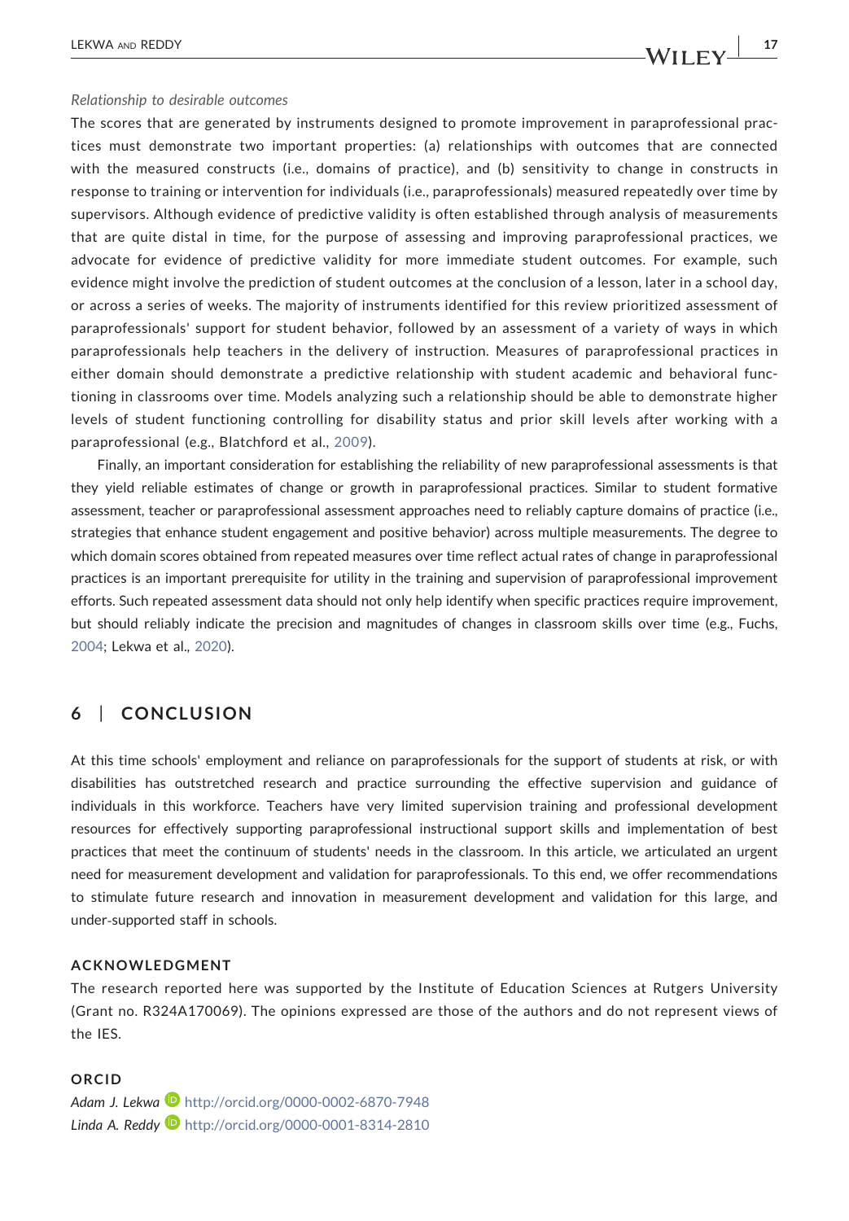*Relationship to desirable outcomes*

The scores that are generated by instruments designed to promote improvement in paraprofessional practices must demonstrate two important properties: (a) relationships with outcomes that are connected with the measured constructs (i.e., domains of practice), and (b) sensitivity to change in constructs in response to training or intervention for individuals (i.e., paraprofessionals) measured repeatedly over time by supervisors. Although evidence of predictive validity is often established through analysis of measurements that are quite distal in time, for the purpose of assessing and improving paraprofessional practices, we advocate for evidence of predictive validity for more immediate student outcomes. For example, such evidence might involve the prediction of student outcomes at the conclusion of a lesson, later in a school day, or across a series of weeks. The majority of instruments identified for this review prioritized assessment of paraprofessionals' support for student behavior, followed by an assessment of a variety of ways in which paraprofessionals help teachers in the delivery of instruction. Measures of paraprofessional practices in either domain should demonstrate a predictive relationship with student academic and behavioral functioning in classrooms over time. Models analyzing such a relationship should be able to demonstrate higher levels of student functioning controlling for disability status and prior skill levels after working with a paraprofessional (e.g., Blatchford et al., 2009).

Finally, an important consideration for establishing the reliability of new paraprofessional assessments is that they yield reliable estimates of change or growth in paraprofessional practices. Similar to student formative assessment, teacher or paraprofessional assessment approaches need to reliably capture domains of practice (i.e., strategies that enhance student engagement and positive behavior) across multiple measurements. The degree to which domain scores obtained from repeated measures over time reflect actual rates of change in paraprofessional practices is an important prerequisite for utility in the training and supervision of paraprofessional improvement efforts. Such repeated assessment data should not only help identify when specific practices require improvement, but should reliably indicate the precision and magnitudes of changes in classroom skills over time (e.g., Fuchs, 2004; Lekwa et al., 2020).

## 6 | CONCLUSION

At this time schools' employment and reliance on paraprofessionals for the support of students at risk, or with disabilities has outstretched research and practice surrounding the effective supervision and guidance of individuals in this workforce. Teachers have very limited supervision training and professional development resources for effectively supporting paraprofessional instructional support skills and implementation of best practices that meet the continuum of students' needs in the classroom. In this article, we articulated an urgent need for measurement development and validation for paraprofessionals. To this end, we offer recommendations to stimulate future research and innovation in measurement development and validation for this large, and under-supported staff in schools.

### ACKNOWLEDGMENT

The research reported here was supported by the Institute of Education Sciences at Rutgers University (Grant no. R324A170069). The opinions expressed are those of the authors and do not represent views of the IES.

### ORCID

*Adam J. Lekwa* http://orcid.org/0000-0002-6870-7948
*Linda A. Reddy* http://orcid.org/0000-0001-8314-2810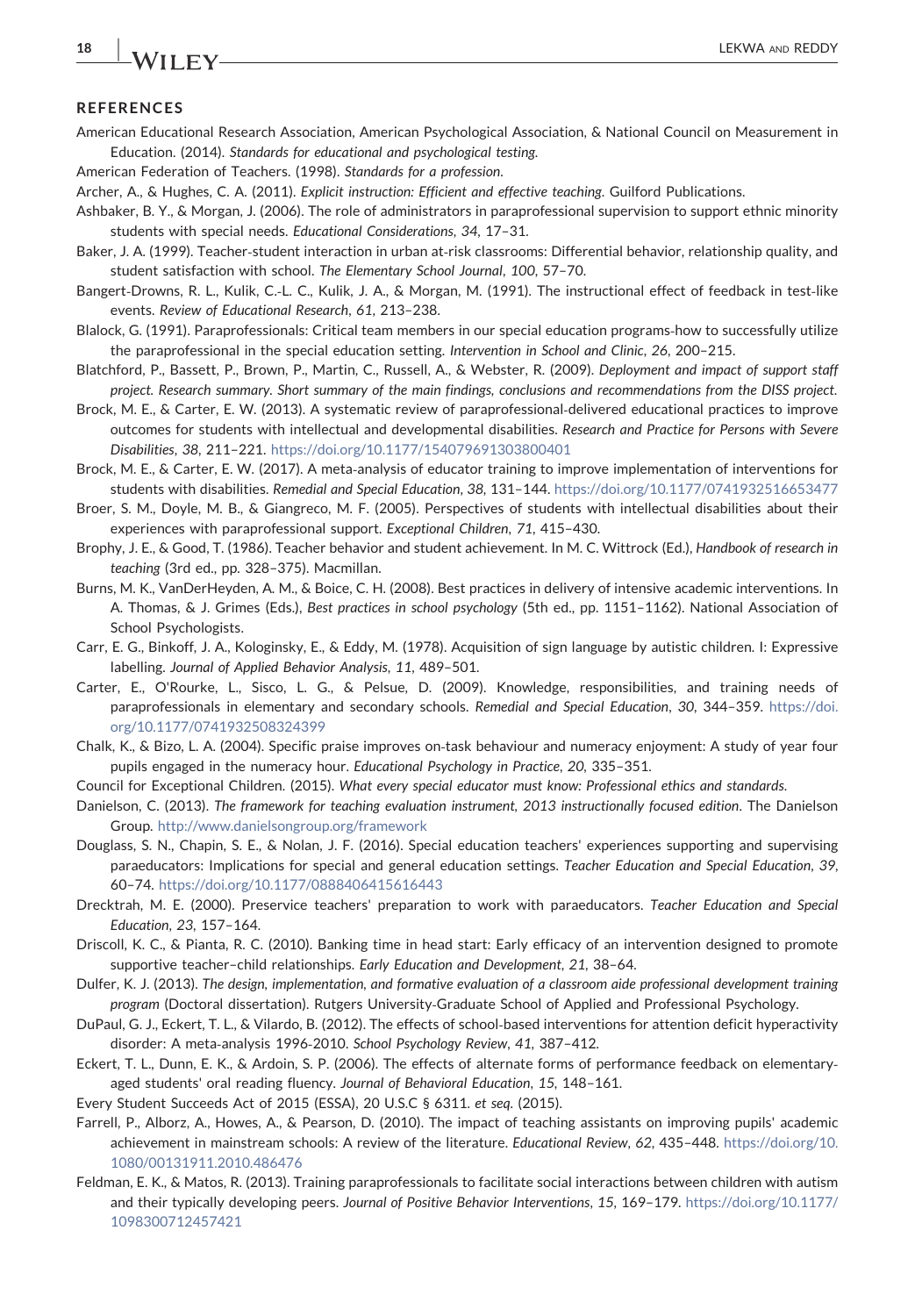## REFERENCES

American Educational Research Association, American Psychological Association, & National Council on Measurement in Education. (2014). *Standards for educational and psychological testing*.

American Federation of Teachers. (1998). *Standards for a profession*.

Archer, A., & Hughes, C. A. (2011). *Explicit instruction: Efficient and effective teaching*. Guilford Publications.

Ashbaker, B. Y., & Morgan, J. (2006). The role of administrators in paraprofessional supervision to support ethnic minority students with special needs. *Educational Considerations*, *34*, 17–31.

Baker, J. A. (1999). Teacher-student interaction in urban at-risk classrooms: Differential behavior, relationship quality, and student satisfaction with school. *The Elementary School Journal*, *100*, 57–70.

Bangert-Drowns, R. L., Kulik, C.-L. C., Kulik, J. A., & Morgan, M. (1991). The instructional effect of feedback in test-like events. *Review of Educational Research*, *61*, 213–238.

Blalock, G. (1991). Paraprofessionals: Critical team members in our special education programs-how to successfully utilize the paraprofessional in the special education setting. *Intervention in School and Clinic*, *26*, 200–215.

Blatchford, P., Bassett, P., Brown, P., Martin, C., Russell, A., & Webster, R. (2009). *Deployment and impact of support staff project. Research summary. Short summary of the main findings, conclusions and recommendations from the DISS project*.

Brock, M. E., & Carter, E. W. (2013). A systematic review of paraprofessional-delivered educational practices to improve outcomes for students with intellectual and developmental disabilities. *Research and Practice for Persons with Severe Disabilities*, *38*, 211–221. https://doi.org/10.1177/154079691303800401

Brock, M. E., & Carter, E. W. (2017). A meta-analysis of educator training to improve implementation of interventions for students with disabilities. *Remedial and Special Education*, *38*, 131–144. https://doi.org/10.1177/0741932516653477

Broer, S. M., Doyle, M. B., & Giangreco, M. F. (2005). Perspectives of students with intellectual disabilities about their experiences with paraprofessional support. *Exceptional Children*, *71*, 415–430.

Brophy, J. E., & Good, T. (1986). Teacher behavior and student achievement. In M. C. Wittrock (Ed.), *Handbook of research in teaching* (3rd ed., pp. 328–375). Macmillan.

Burns, M. K., VanDerHeyden, A. M., & Boice, C. H. (2008). Best practices in delivery of intensive academic interventions. In A. Thomas, & J. Grimes (Eds.), *Best practices in school psychology* (5th ed., pp. 1151–1162). National Association of School Psychologists.

Carr, E. G., Binkoff, J. A., Kologinsky, E., & Eddy, M. (1978). Acquisition of sign language by autistic children. I: Expressive labelling. *Journal of Applied Behavior Analysis*, *11*, 489–501.

Carter, E., O'Rourke, L., Sisco, L. G., & Pelsue, D. (2009). Knowledge, responsibilities, and training needs of paraprofessionals in elementary and secondary schools. *Remedial and Special Education*, *30*, 344–359. https://doi.org/10.1177/0741932508324399

Chalk, K., & Bizo, L. A. (2004). Specific praise improves on-task behaviour and numeracy enjoyment: A study of year four pupils engaged in the numeracy hour. *Educational Psychology in Practice*, *20*, 335–351.

Council for Exceptional Children. (2015). *What every special educator must know: Professional ethics and standards*.

Danielson, C. (2013). *The framework for teaching evaluation instrument, 2013 instructionally focused edition*. The Danielson Group. http://www.danielsongroup.org/framework

Douglass, S. N., Chapin, S. E., & Nolan, J. F. (2016). Special education teachers' experiences supporting and supervising paraeducators: Implications for special and general education settings. *Teacher Education and Special Education*, *39*, 60–74. https://doi.org/10.1177/0888406415616443

Drecktrah, M. E. (2000). Preservice teachers' preparation to work with paraeducators. *Teacher Education and Special Education*, *23*, 157–164.

Driscoll, K. C., & Pianta, R. C. (2010). Banking time in head start: Early efficacy of an intervention designed to promote supportive teacher–child relationships. *Early Education and Development*, *21*, 38–64.

Dulfer, K. J. (2013). *The design, implementation, and formative evaluation of a classroom aide professional development training program* (Doctoral dissertation). Rutgers University-Graduate School of Applied and Professional Psychology.

DuPaul, G. J., Eckert, T. L., & Vilardo, B. (2012). The effects of school-based interventions for attention deficit hyperactivity disorder: A meta-analysis 1996-2010. *School Psychology Review*, *41*, 387–412.

Eckert, T. L., Dunn, E. K., & Ardoin, S. P. (2006). The effects of alternate forms of performance feedback on elementary-aged students' oral reading fluency. *Journal of Behavioral Education*, *15*, 148–161.

Every Student Succeeds Act of 2015 (ESSA), 20 U.S.C § 6311. *et seq.* (2015).

Farrell, P., Alborz, A., Howes, A., & Pearson, D. (2010). The impact of teaching assistants on improving pupils' academic achievement in mainstream schools: A review of the literature. *Educational Review*, *62*, 435–448. https://doi.org/10.1080/00131911.2010.486476

Feldman, E. K., & Matos, R. (2013). Training paraprofessionals to facilitate social interactions between children with autism and their typically developing peers. *Journal of Positive Behavior Interventions*, *15*, 169–179. https://doi.org/10.1177/1098300712457421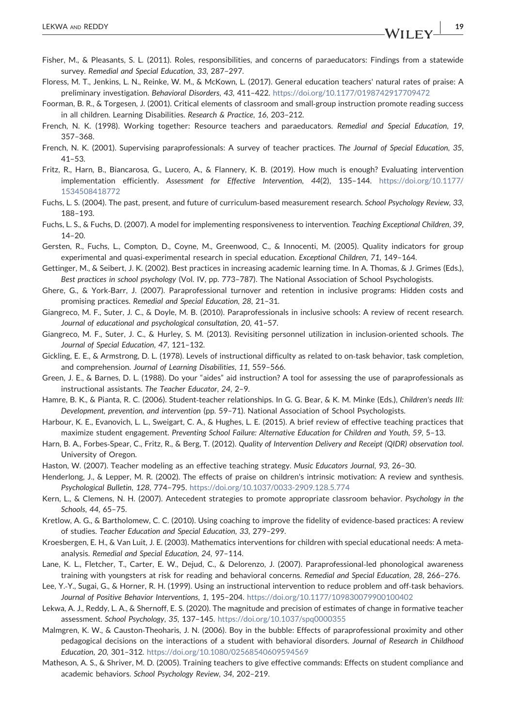Fisher, M., & Pleasants, S. L. (2011). Roles, responsibilities, and concerns of paraeducators: Findings from a statewide survey. *Remedial and Special Education*, *33*, 287–297.

Floress, M. T., Jenkins, L. N., Reinke, W. M., & McKown, L. (2017). General education teachers' natural rates of praise: A preliminary investigation. *Behavioral Disorders*, *43*, 411–422. https://doi.org/10.1177/0198742917709472

Foorman, B. R., & Torgesen, J. (2001). Critical elements of classroom and small-group instruction promote reading success in all children. Learning Disabilities. *Research & Practice*, *16*, 203–212.

French, N. K. (1998). Working together: Resource teachers and paraeducators. *Remedial and Special Education*, *19*, 357–368.

French, N. K. (2001). Supervising paraprofessionals: A survey of teacher practices. *The Journal of Special Education*, *35*, 41–53.

Fritz, R., Harn, B., Biancarosa, G., Lucero, A., & Flannery, K. B. (2019). How much is enough? Evaluating intervention implementation efficiently. *Assessment for Effective Intervention*, *44*(2), 135–144. https://doi.org/10.1177/1534508418772

Fuchs, L. S. (2004). The past, present, and future of curriculum-based measurement research. *School Psychology Review*, *33*, 188–193.

Fuchs, L. S., & Fuchs, D. (2007). A model for implementing responsiveness to intervention. *Teaching Exceptional Children*, *39*, 14–20.

Gersten, R., Fuchs, L., Compton, D., Coyne, M., Greenwood, C., & Innocenti, M. (2005). Quality indicators for group experimental and quasi-experimental research in special education. *Exceptional Children*, *71*, 149–164.

Gettinger, M., & Seibert, J. K. (2002). Best practices in increasing academic learning time. In A. Thomas, & J. Grimes (Eds.), *Best practices in school psychology* (Vol. IV, pp. 773–787). The National Association of School Psychologists.

Ghere, G., & York-Barr, J. (2007). Paraprofessional turnover and retention in inclusive programs: Hidden costs and promising practices. *Remedial and Special Education*, *28*, 21–31.

Giangreco, M. F., Suter, J. C., & Doyle, M. B. (2010). Paraprofessionals in inclusive schools: A review of recent research. *Journal of educational and psychological consultation*, *20*, 41–57.

Giangreco, M. F., Suter, J. C., & Hurley, S. M. (2013). Revisiting personnel utilization in inclusion-oriented schools. *The Journal of Special Education*, *47*, 121–132.

Gickling, E. E., & Armstrong, D. L. (1978). Levels of instructional difficulty as related to on-task behavior, task completion, and comprehension. *Journal of Learning Disabilities*, *11*, 559–566.

Green, J. E., & Barnes, D. L. (1988). Do your "aides" aid instruction? A tool for assessing the use of paraprofessionals as instructional assistants. *The Teacher Educator*, *24*, 2–9.

Hamre, B. K., & Pianta, R. C. (2006). Student-teacher relationships. In G. G. Bear, & K. M. Minke (Eds.), *Children's needs III: Development, prevention, and intervention* (pp. 59–71). National Association of School Psychologists.

Harbour, K. E., Evanovich, L. L., Sweigart, C. A., & Hughes, L. E. (2015). A brief review of effective teaching practices that maximize student engagement. *Preventing School Failure: Alternative Education for Children and Youth*, *59*, 5–13.

Harn, B. A., Forbes-Spear, C., Fritz, R., & Berg, T. (2012). *Quality of Intervention Delivery and Receipt (QIDR) observation tool*. University of Oregon.

Haston, W. (2007). Teacher modeling as an effective teaching strategy. *Music Educators Journal*, *93*, 26–30.

Henderlong, J., & Lepper, M. R. (2002). The effects of praise on children's intrinsic motivation: A review and synthesis. *Psychological Bulletin*, *128*, 774–795. https://doi.org/10.1037/0033-2909.128.5.774

Kern, L., & Clemens, N. H. (2007). Antecedent strategies to promote appropriate classroom behavior. *Psychology in the Schools*, *44*, 65–75.

Kretlow, A. G., & Bartholomew, C. C. (2010). Using coaching to improve the fidelity of evidence-based practices: A review of studies. *Teacher Education and Special Education*, *33*, 279–299.

Kroesbergen, E. H., & Van Luit, J. E. (2003). Mathematics interventions for children with special educational needs: A meta-analysis. *Remedial and Special Education*, *24*, 97–114.

Lane, K. L., Fletcher, T., Carter, E. W., Dejud, C., & Delorenzo, J. (2007). Paraprofessional-led phonological awareness training with youngsters at risk for reading and behavioral concerns. *Remedial and Special Education*, *28*, 266–276.

Lee, Y.-Y., Sugai, G., & Horner, R. H. (1999). Using an instructional intervention to reduce problem and off-task behaviors. *Journal of Positive Behavior Interventions*, *1*, 195–204. https://doi.org/10.1177/109830079900100402

Lekwa, A. J., Reddy, L. A., & Shernoff, E. S. (2020). The magnitude and precision of estimates of change in formative teacher assessment. *School Psychology*, *35*, 137–145. https://doi.org/10.1037/spq0000355

Malmgren, K. W., & Causton-Theoharis, J. N. (2006). Boy in the bubble: Effects of paraprofessional proximity and other pedagogical decisions on the interactions of a student with behavioral disorders. *Journal of Research in Childhood Education*, *20*, 301–312. https://doi.org/10.1080/02568540609594569

Matheson, A. S., & Shriver, M. D. (2005). Training teachers to give effective commands: Effects on student compliance and academic behaviors. *School Psychology Review*, *34*, 202–219.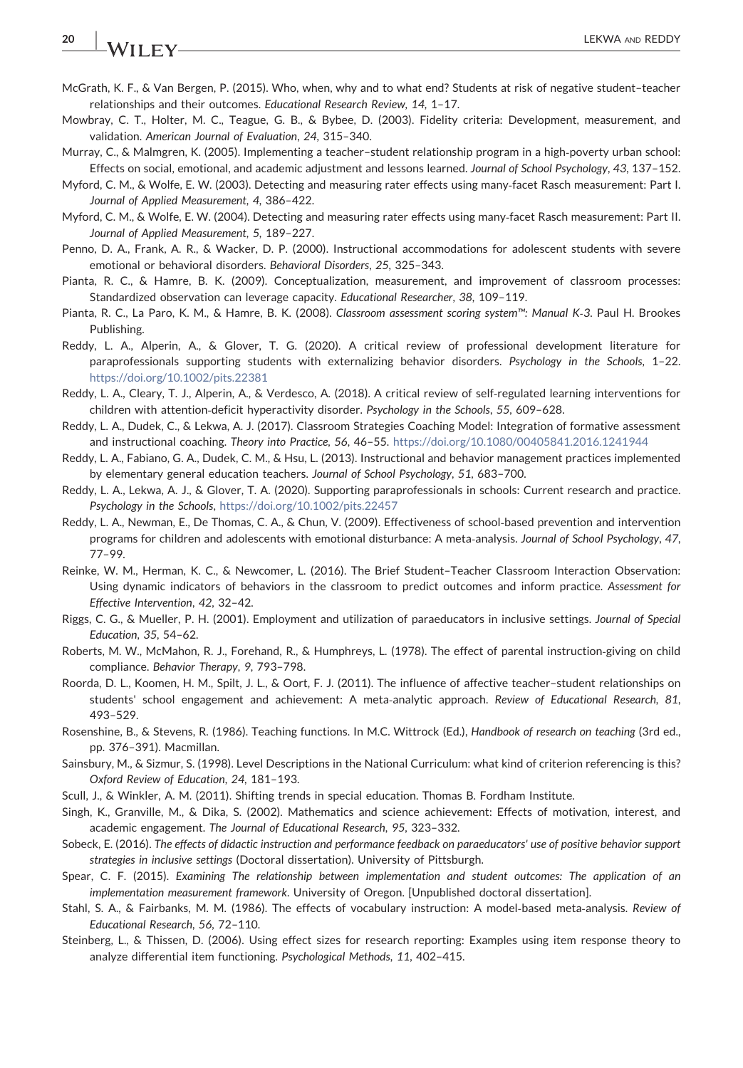McGrath, K. F., & Van Bergen, P. (2015). Who, when, why and to what end? Students at risk of negative student–teacher relationships and their outcomes. *Educational Research Review*, *14*, 1–17.

Mowbray, C. T., Holter, M. C., Teague, G. B., & Bybee, D. (2003). Fidelity criteria: Development, measurement, and validation. *American Journal of Evaluation*, *24*, 315–340.

Murray, C., & Malmgren, K. (2005). Implementing a teacher–student relationship program in a high-poverty urban school: Effects on social, emotional, and academic adjustment and lessons learned. *Journal of School Psychology*, *43*, 137–152.

Myford, C. M., & Wolfe, E. W. (2003). Detecting and measuring rater effects using many-facet Rasch measurement: Part I. *Journal of Applied Measurement*, *4*, 386–422.

Myford, C. M., & Wolfe, E. W. (2004). Detecting and measuring rater effects using many-facet Rasch measurement: Part II. *Journal of Applied Measurement*, *5*, 189–227.

Penno, D. A., Frank, A. R., & Wacker, D. P. (2000). Instructional accommodations for adolescent students with severe emotional or behavioral disorders. *Behavioral Disorders*, *25*, 325–343.

Pianta, R. C., & Hamre, B. K. (2009). Conceptualization, measurement, and improvement of classroom processes: Standardized observation can leverage capacity. *Educational Researcher*, *38*, 109–119.

Pianta, R. C., La Paro, K. M., & Hamre, B. K. (2008). *Classroom assessment scoring system™: Manual K-3*. Paul H. Brookes Publishing.

Reddy, L. A., Alperin, A., & Glover, T. G. (2020). A critical review of professional development literature for paraprofessionals supporting students with externalizing behavior disorders. *Psychology in the Schools*, 1–22. https://doi.org/10.1002/pits.22381

Reddy, L. A., Cleary, T. J., Alperin, A., & Verdesco, A. (2018). A critical review of self-regulated learning interventions for children with attention-deficit hyperactivity disorder. *Psychology in the Schools*, *55*, 609–628.

Reddy, L. A., Dudek, C., & Lekwa, A. J. (2017). Classroom Strategies Coaching Model: Integration of formative assessment and instructional coaching. *Theory into Practice*, *56*, 46–55. https://doi.org/10.1080/00405841.2016.1241944

Reddy, L. A., Fabiano, G. A., Dudek, C. M., & Hsu, L. (2013). Instructional and behavior management practices implemented by elementary general education teachers. *Journal of School Psychology*, *51*, 683–700.

Reddy, L. A., Lekwa, A. J., & Glover, T. A. (2020). Supporting paraprofessionals in schools: Current research and practice. *Psychology in the Schools*, https://doi.org/10.1002/pits.22457

Reddy, L. A., Newman, E., De Thomas, C. A., & Chun, V. (2009). Effectiveness of school-based prevention and intervention programs for children and adolescents with emotional disturbance: A meta-analysis. *Journal of School Psychology*, *47*, 77–99.

Reinke, W. M., Herman, K. C., & Newcomer, L. (2016). The Brief Student–Teacher Classroom Interaction Observation: Using dynamic indicators of behaviors in the classroom to predict outcomes and inform practice. *Assessment for Effective Intervention*, *42*, 32–42.

Riggs, C. G., & Mueller, P. H. (2001). Employment and utilization of paraeducators in inclusive settings. *Journal of Special Education*, *35*, 54–62.

Roberts, M. W., McMahon, R. J., Forehand, R., & Humphreys, L. (1978). The effect of parental instruction-giving on child compliance. *Behavior Therapy*, *9*, 793–798.

Roorda, D. L., Koomen, H. M., Spilt, J. L., & Oort, F. J. (2011). The influence of affective teacher–student relationships on students' school engagement and achievement: A meta-analytic approach. *Review of Educational Research*, *81*, 493–529.

Rosenshine, B., & Stevens, R. (1986). Teaching functions. In M.C. Wittrock (Ed.), *Handbook of research on teaching* (3rd ed., pp. 376–391). Macmillan.

Sainsbury, M., & Sizmur, S. (1998). Level Descriptions in the National Curriculum: what kind of criterion referencing is this? *Oxford Review of Education*, *24*, 181–193.

Scull, J., & Winkler, A. M. (2011). Shifting trends in special education. Thomas B. Fordham Institute.

Singh, K., Granville, M., & Dika, S. (2002). Mathematics and science achievement: Effects of motivation, interest, and academic engagement. *The Journal of Educational Research*, *95*, 323–332.

Sobeck, E. (2016). *The effects of didactic instruction and performance feedback on paraeducators' use of positive behavior support strategies in inclusive settings* (Doctoral dissertation). University of Pittsburgh.

Spear, C. F. (2015). *Examining The relationship between implementation and student outcomes: The application of an implementation measurement framework*. University of Oregon. [Unpublished doctoral dissertation].

Stahl, S. A., & Fairbanks, M. M. (1986). The effects of vocabulary instruction: A model-based meta-analysis. *Review of Educational Research*, *56*, 72–110.

Steinberg, L., & Thissen, D. (2006). Using effect sizes for research reporting: Examples using item response theory to analyze differential item functioning. *Psychological Methods*, *11*, 402–415.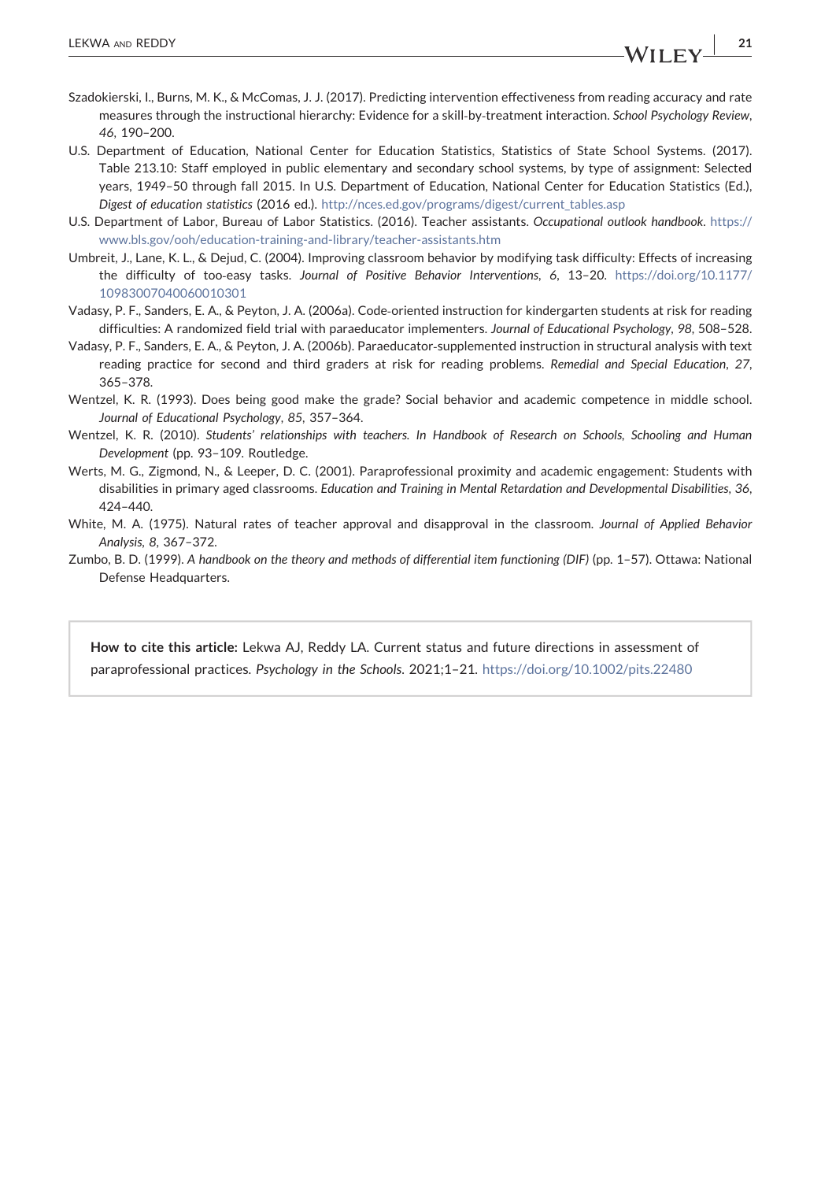Szadokierski, I., Burns, M. K., & McComas, J. J. (2017). Predicting intervention effectiveness from reading accuracy and rate measures through the instructional hierarchy: Evidence for a skill-by-treatment interaction. *School Psychology Review*, *46*, 190–200.

U.S. Department of Education, National Center for Education Statistics, Statistics of State School Systems. (2017). Table 213.10: Staff employed in public elementary and secondary school systems, by type of assignment: Selected years, 1949–50 through fall 2015. In U.S. Department of Education, National Center for Education Statistics (Ed.), *Digest of education statistics* (2016 ed.). http://nces.ed.gov/programs/digest/current_tables.asp

U.S. Department of Labor, Bureau of Labor Statistics. (2016). Teacher assistants. *Occupational outlook handbook*. https://www.bls.gov/ooh/education-training-and-library/teacher-assistants.htm

Umbreit, J., Lane, K. L., & Dejud, C. (2004). Improving classroom behavior by modifying task difficulty: Effects of increasing the difficulty of too-easy tasks. *Journal of Positive Behavior Interventions*, *6*, 13–20. https://doi.org/10.1177/10983007040060010301

Vadasy, P. F., Sanders, E. A., & Peyton, J. A. (2006a). Code-oriented instruction for kindergarten students at risk for reading difficulties: A randomized field trial with paraeducator implementers. *Journal of Educational Psychology*, *98*, 508–528.

Vadasy, P. F., Sanders, E. A., & Peyton, J. A. (2006b). Paraeducator-supplemented instruction in structural analysis with text reading practice for second and third graders at risk for reading problems. *Remedial and Special Education*, *27*, 365–378.

Wentzel, K. R. (1993). Does being good make the grade? Social behavior and academic competence in middle school. *Journal of Educational Psychology*, *85*, 357–364.

Wentzel, K. R. (2010). *Students' relationships with teachers. In Handbook of Research on Schools, Schooling and Human Development* (pp. 93–109. Routledge.

Werts, M. G., Zigmond, N., & Leeper, D. C. (2001). Paraprofessional proximity and academic engagement: Students with disabilities in primary aged classrooms. *Education and Training in Mental Retardation and Developmental Disabilities*, *36*, 424–440.

White, M. A. (1975). Natural rates of teacher approval and disapproval in the classroom. *Journal of Applied Behavior Analysis*, *8*, 367–372.

Zumbo, B. D. (1999). *A handbook on the theory and methods of differential item functioning (DIF)* (pp. 1–57). Ottawa: National Defense Headquarters.

**How to cite this article:** Lekwa AJ, Reddy LA. Current status and future directions in assessment of paraprofessional practices. *Psychology in the Schools*. 2021;1–21. https://doi.org/10.1002/pits.22480